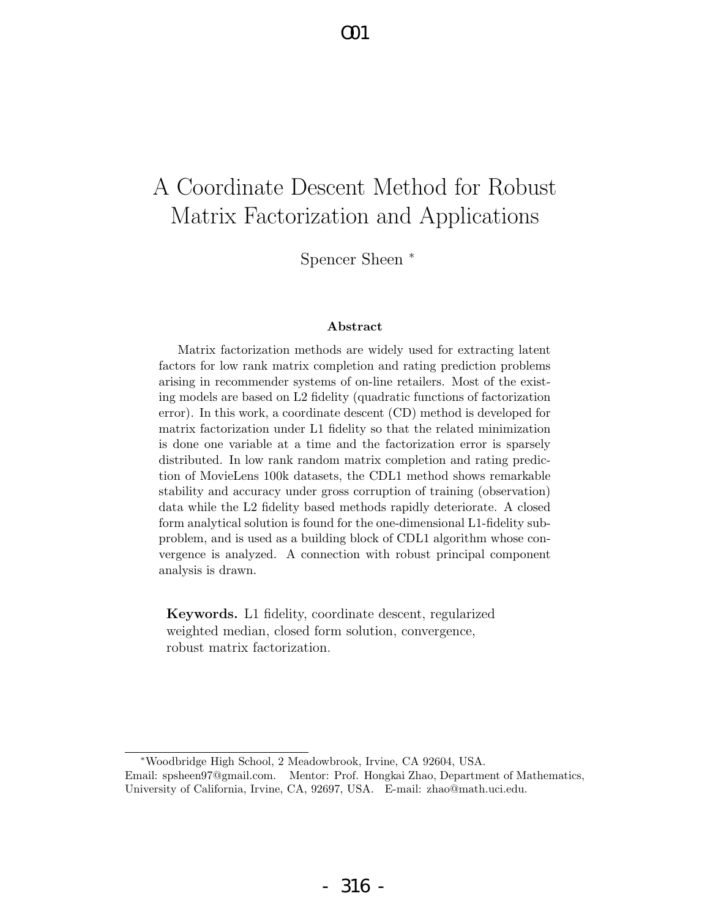# A Coordinate Descent Method for Robust Matrix Factorization and Applications

Spencer Sheen [*]

### Abstract

Matrix factorization methods are widely used for extracting latent factors for low rank matrix completion and rating prediction problems arising in recommender systems of on-line retailers. Most of the existing models are based on L2 fidelity (quadratic functions of factorization error). In this work, a coordinate descent (CD) method is developed for matrix factorization under L1 fidelity so that the related minimization is done one variable at a time and the factorization error is sparsely distributed. In low rank random matrix completion and rating prediction of MovieLens 100k datasets, the CDL1 method shows remarkable stability and accuracy under gross corruption of training (observation) data while the L2 fidelity based methods rapidly deteriorate. A closed form analytical solution is found for the one-dimensional L1-fidelity subproblem, and is used as a building block of CDL1 algorithm whose convergence is analyzed. A connection with robust principal component analysis is drawn.

**Keywords.** L1 fidelity, coordinate descent, regularized weighted median, closed form solution, convergence, robust matrix factorization.

---

[*]Woodbridge High School, 2 Meadowbrook, Irvine, CA 92604, USA. Email: spsheen97@gmail.com. Mentor: Prof. Hongkai Zhao, Department of Mathematics, University of California, Irvine, CA, 92697, USA. E-mail: zhao@math.uci.edu.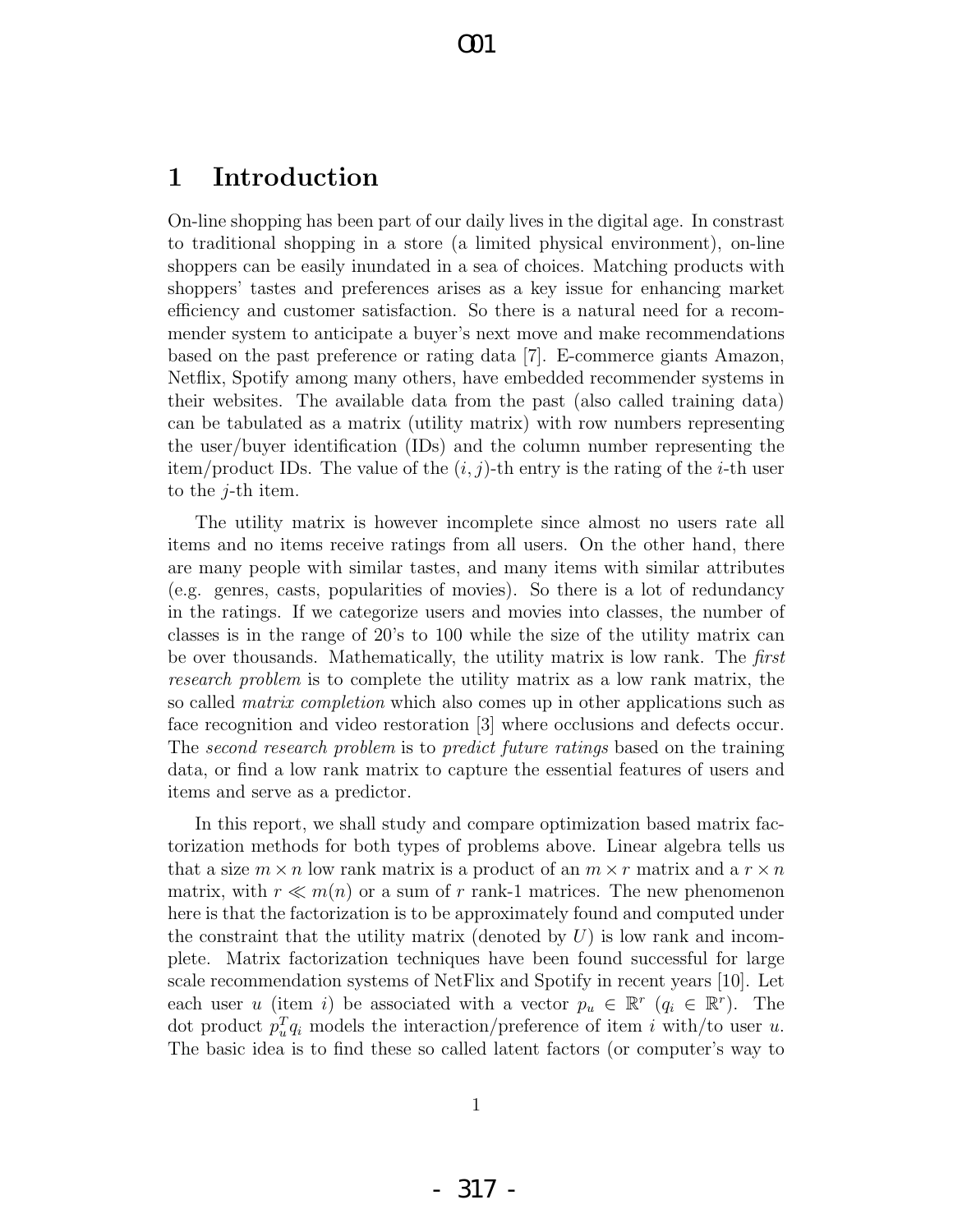# 1 Introduction

On-line shopping has been part of our daily lives in the digital age. In constrast to traditional shopping in a store (a limited physical environment), on-line shoppers can be easily inundated in a sea of choices. Matching products with shoppers' tastes and preferences arises as a key issue for enhancing market efficiency and customer satisfaction. So there is a natural need for a recommender system to anticipate a buyer's next move and make recommendations based on the past preference or rating data [7]. E-commerce giants Amazon, Netflix, Spotify among many others, have embedded recommender systems in their websites. The available data from the past (also called training data) can be tabulated as a matrix (utility matrix) with row numbers representing the user/buyer identification (IDs) and the column number representing the item/product IDs. The value of the $(i, j)$-th entry is the rating of the $i$-th user to the $j$-th item.

The utility matrix is however incomplete since almost no users rate all items and no items receive ratings from all users. On the other hand, there are many people with similar tastes, and many items with similar attributes (e.g. genres, casts, popularities of movies). So there is a lot of redundancy in the ratings. If we categorize users and movies into classes, the number of classes is in the range of 20's to 100 while the size of the utility matrix can be over thousands. Mathematically, the utility matrix is low rank. The *first research problem* is to complete the utility matrix as a low rank matrix, the so called *matrix completion* which also comes up in other applications such as face recognition and video restoration [3] where occlusions and defects occur. The *second research problem* is to *predict future ratings* based on the training data, or find a low rank matrix to capture the essential features of users and items and serve as a predictor.

In this report, we shall study and compare optimization based matrix factorization methods for both types of problems above. Linear algebra tells us that a size $m \times n$ low rank matrix is a product of an $m \times r$ matrix and a $r \times n$ matrix, with $r \ll m(n)$ or a sum of $r$ rank-1 matrices. The new phenomenon here is that the factorization is to be approximately found and computed under the constraint that the utility matrix (denoted by $U$) is low rank and incomplete. Matrix factorization techniques have been found successful for large scale recommendation systems of NetFlix and Spotify in recent years [10]. Let each user $u$ (item $i$) be associated with a vector $p_u \in \mathbb{R}^r$ ($q_i \in \mathbb{R}^r$). The dot product $p_u^T q_i$ models the interaction/preference of item $i$ with/to user $u$. The basic idea is to find these so called latent factors (or computer's way to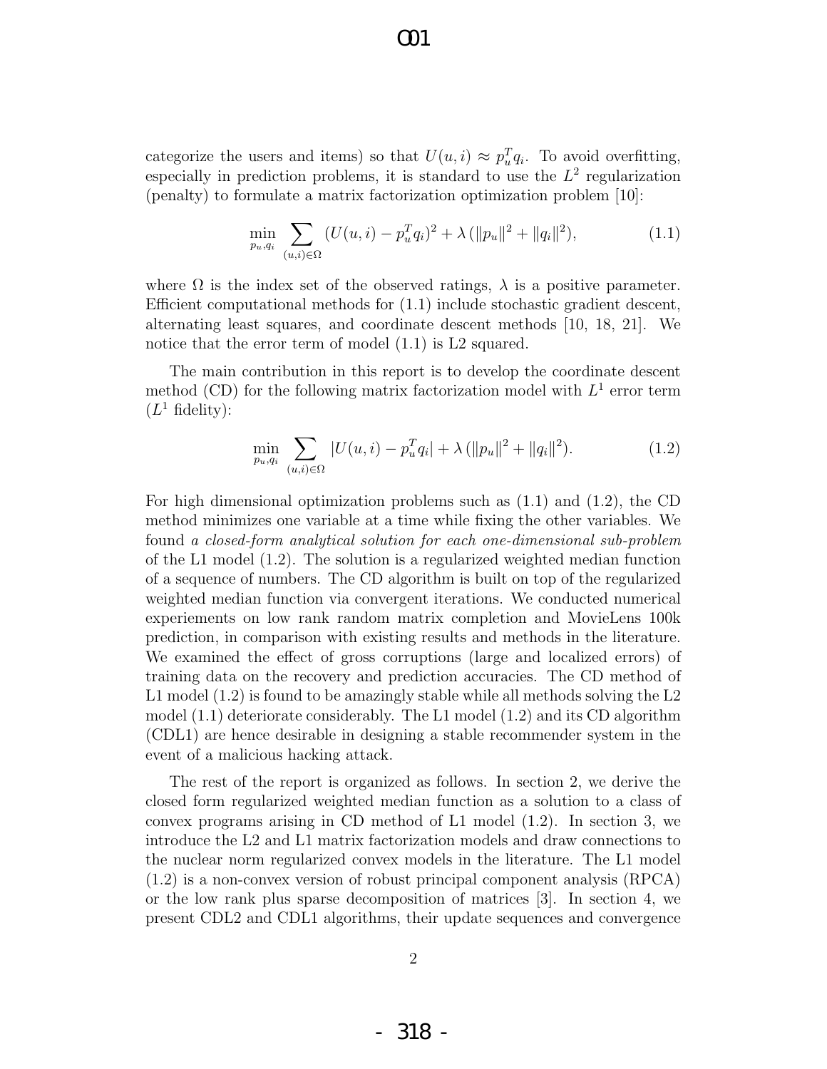categorize the users and items) so that $U(u, i) \approx p_u^T q_i$. To avoid overfitting, especially in prediction problems, it is standard to use the $L^2$ regularization (penalty) to formulate a matrix factorization optimization problem [10]:

$$\min_{p_u, q_i} \sum_{(u,i)\in\Omega} (U(u, i) - p_u^T q_i)^2 + \lambda \left(\|p_u\|^2 + \|q_i\|^2\right), \tag{1.1}$$

where $\Omega$ is the index set of the observed ratings, $\lambda$ is a positive parameter. Efficient computational methods for (1.1) include stochastic gradient descent, alternating least squares, and coordinate descent methods [10, 18, 21]. We notice that the error term of model (1.1) is L2 squared.

The main contribution in this report is to develop the coordinate descent method (CD) for the following matrix factorization model with $L^1$ error term ($L^1$ fidelity):

$$\min_{p_u, q_i} \sum_{(u,i)\in\Omega} |U(u, i) - p_u^T q_i| + \lambda \left(\|p_u\|^2 + \|q_i\|^2\right). \tag{1.2}$$

For high dimensional optimization problems such as (1.1) and (1.2), the CD method minimizes one variable at a time while fixing the other variables. We found *a closed-form analytical solution for each one-dimensional sub-problem* of the L1 model (1.2). The solution is a regularized weighted median function of a sequence of numbers. The CD algorithm is built on top of the regularized weighted median function via convergent iterations. We conducted numerical experiements on low rank random matrix completion and MovieLens 100k prediction, in comparison with existing results and methods in the literature. We examined the effect of gross corruptions (large and localized errors) of training data on the recovery and prediction accuracies. The CD method of L1 model (1.2) is found to be amazingly stable while all methods solving the L2 model (1.1) deteriorate considerably. The L1 model (1.2) and its CD algorithm (CDL1) are hence desirable in designing a stable recommender system in the event of a malicious hacking attack.

The rest of the report is organized as follows. In section 2, we derive the closed form regularized weighted median function as a solution to a class of convex programs arising in CD method of L1 model (1.2). In section 3, we introduce the L2 and L1 matrix factorization models and draw connections to the nuclear norm regularized convex models in the literature. The L1 model (1.2) is a non-convex version of robust principal component analysis (RPCA) or the low rank plus sparse decomposition of matrices [3]. In section 4, we present CDL2 and CDL1 algorithms, their update sequences and convergence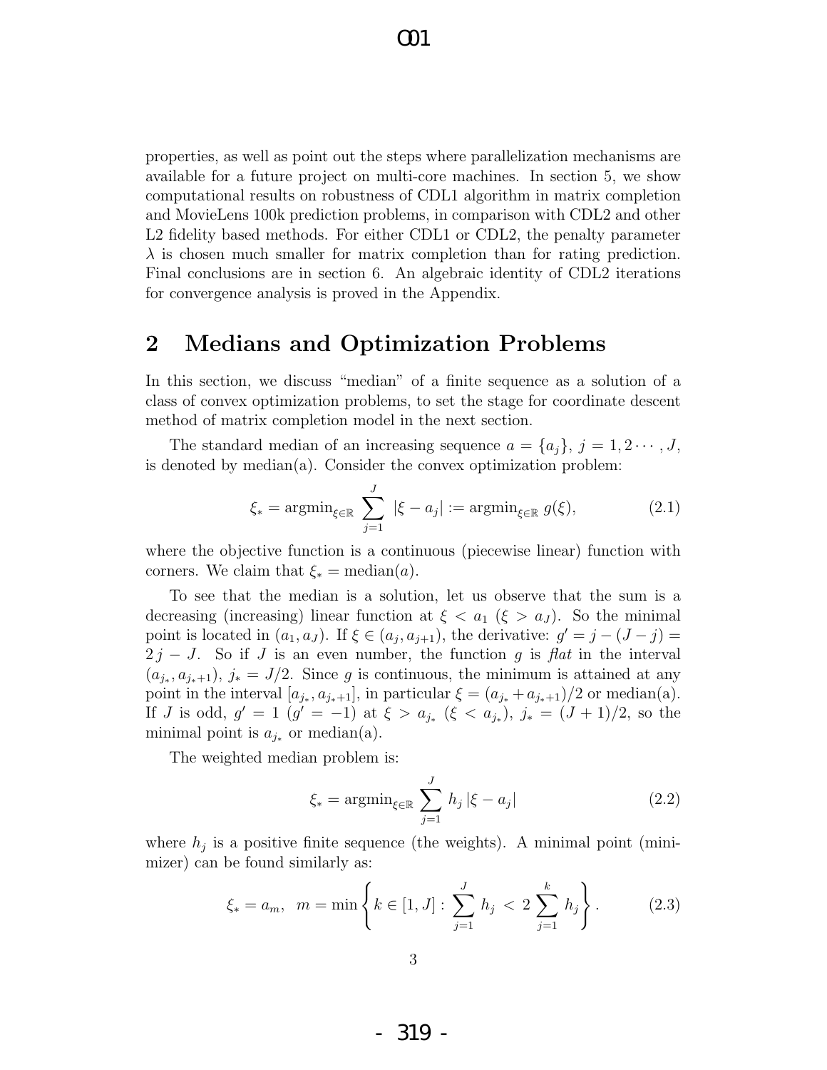properties, as well as point out the steps where parallelization mechanisms are available for a future project on multi-core machines. In section 5, we show computational results on robustness of CDL1 algorithm in matrix completion and MovieLens 100k prediction problems, in comparison with CDL2 and other L2 fidelity based methods. For either CDL1 or CDL2, the penalty parameter $\lambda$ is chosen much smaller for matrix completion than for rating prediction. Final conclusions are in section 6. An algebraic identity of CDL2 iterations for convergence analysis is proved in the Appendix.

## 2 Medians and Optimization Problems

In this section, we discuss "median" of a finite sequence as a solution of a class of convex optimization problems, to set the stage for coordinate descent method of matrix completion model in the next section.

The standard median of an increasing sequence $a = \{a_j\}$, $j = 1, 2 \cdots, J$, is denoted by median(a). Consider the convex optimization problem:

$$\xi_* = \mathrm{argmin}_{\xi \in \mathbb{R}} \sum_{j=1}^{J} |\xi - a_j| := \mathrm{argmin}_{\xi \in \mathbb{R}}\, g(\xi), \tag{2.1}$$

where the objective function is a continuous (piecewise linear) function with corners. We claim that $\xi_* = \mathrm{median}(a)$.

To see that the median is a solution, let us observe that the sum is a decreasing (increasing) linear function at $\xi < a_1$ ($\xi > a_J$). So the minimal point is located in $(a_1, a_J)$. If $\xi \in (a_j, a_{j+1})$, the derivative: $g' = j - (J - j) = 2\,j - J$. So if $J$ is an even number, the function $g$ is *flat* in the interval $(a_{j_*}, a_{j_*+1})$, $j_* = J/2$. Since $g$ is continuous, the minimum is attained at any point in the interval $[a_{j_*}, a_{j_*+1}]$, in particular $\xi = (a_{j_*} + a_{j_*+1})/2$ or median(a). If $J$ is odd, $g' = 1$ ($g' = -1$) at $\xi > a_{j_*}$ ($\xi < a_{j_*}$), $j_* = (J+1)/2$, so the minimal point is $a_{j_*}$ or median(a).

The weighted median problem is:

$$\xi_* = \mathrm{argmin}_{\xi \in \mathbb{R}} \sum_{j=1}^{J} h_j\, |\xi - a_j| \tag{2.2}$$

where $h_j$ is a positive finite sequence (the weights). A minimal point (minimizer) can be found similarly as:

$$\xi_* = a_m, \;\; m = \min \left\{ k \in [1, J] : \sum_{j=1}^{J} h_j \; < \; 2 \sum_{j=1}^{k} h_j \right\}. \tag{2.3}$$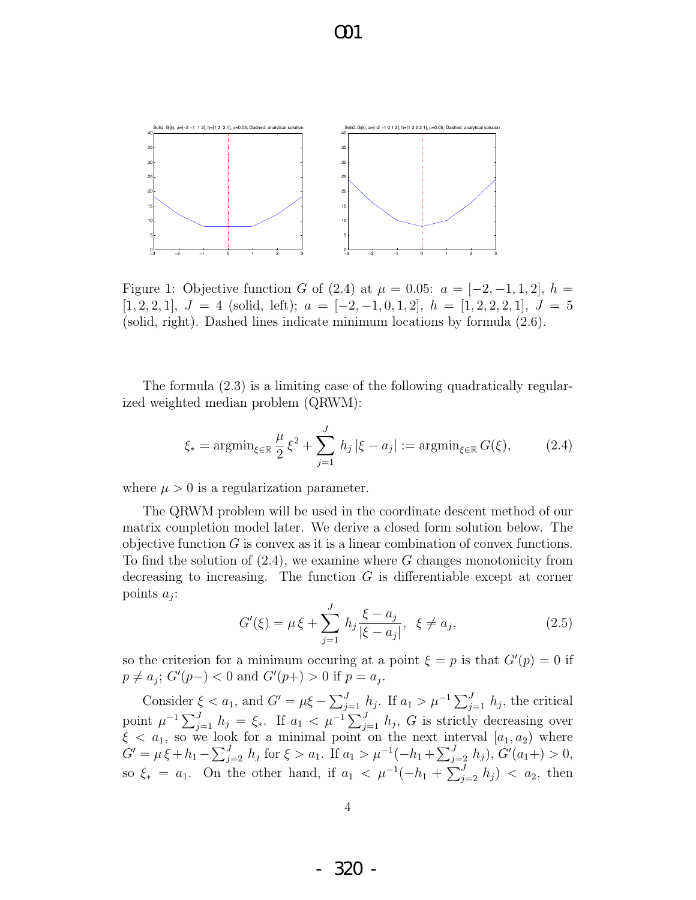Figure 1: Objective function $G$ of (2.4) at $\mu = 0.05$: $a = [-2, -1, 1, 2]$, $h = [1, 2, 2, 1]$, $J = 4$ (solid, left); $a = [-2, -1, 0, 1, 2]$, $h = [1, 2, 2, 2, 1]$, $J = 5$ (solid, right). Dashed lines indicate minimum locations by formula (2.6).

The formula (2.3) is a limiting case of the following quadratically regularized weighted median problem (QRWM):

$$\xi_* = \operatorname{argmin}_{\xi \in \mathbb{R}} \frac{\mu}{2} \xi^2 + \sum_{j=1}^{J} h_j |\xi - a_j| := \operatorname{argmin}_{\xi \in \mathbb{R}} G(\xi), \tag{2.4}$$

where $\mu > 0$ is a regularization parameter.

The QRWM problem will be used in the coordinate descent method of our matrix completion model later. We derive a closed form solution below. The objective function $G$ is convex as it is a linear combination of convex functions. To find the solution of (2.4), we examine where $G$ changes monotonicity from decreasing to increasing. The function $G$ is differentiable except at corner points $a_j$:

$$G'(\xi) = \mu \xi + \sum_{j=1}^{J} h_j \frac{\xi - a_j}{|\xi - a_j|}, \quad \xi \neq a_j, \tag{2.5}$$

so the criterion for a minimum occuring at a point $\xi = p$ is that $G'(p) = 0$ if $p \neq a_j$; $G'(p-) < 0$ and $G'(p+) > 0$ if $p = a_j$.

Consider $\xi < a_1$, and $G' = \mu\xi - \sum_{j=1}^{J} h_j$. If $a_1 > \mu^{-1} \sum_{j=1}^{J} h_j$, the critical point $\mu^{-1} \sum_{j=1}^{J} h_j = \xi_*$. If $a_1 < \mu^{-1} \sum_{j=1}^{J} h_j$, $G$ is strictly decreasing over $\xi < a_1$, so we look for a minimal point on the next interval $[a_1, a_2)$ where $G' = \mu\xi + h_1 - \sum_{j=2}^{J} h_j$ for $\xi > a_1$. If $a_1 > \mu^{-1}(-h_1 + \sum_{j=2}^{J} h_j)$, $G'(a_1+) > 0$, so $\xi_* = a_1$. On the other hand, if $a_1 < \mu^{-1}(-h_1 + \sum_{j=2}^{J} h_j) < a_2$, then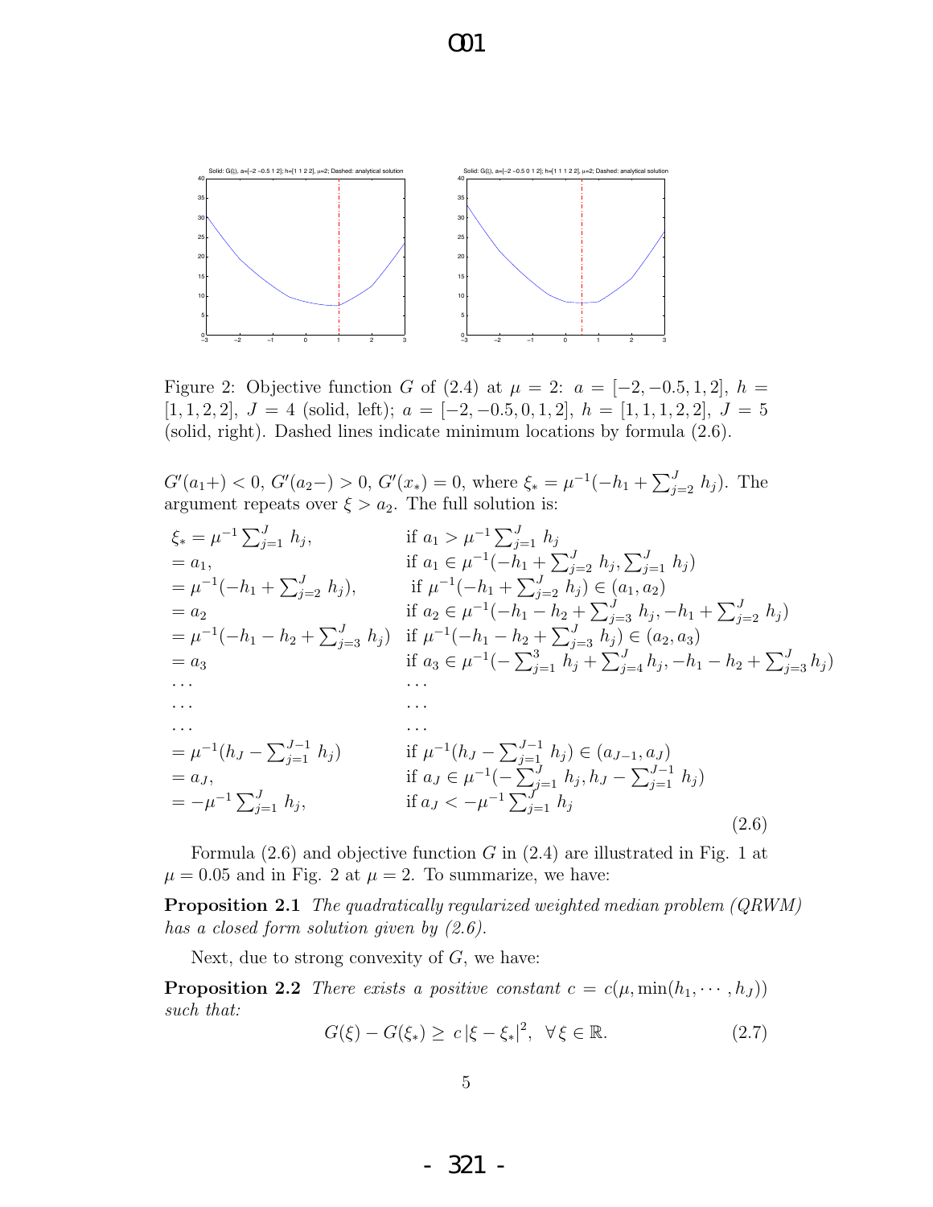Figure 2: Objective function $G$ of (2.4) at $\mu = 2$: $a = [-2, -0.5, 1, 2]$, $h = [1, 1, 2, 2]$, $J = 4$ (solid, left); $a = [-2, -0.5, 0, 1, 2]$, $h = [1, 1, 1, 2, 2]$, $J = 5$ (solid, right). Dashed lines indicate minimum locations by formula (2.6).

$G'(a_1+) < 0$, $G'(a_2-) > 0$, $G'(x_*) = 0$, where $\xi_* = \mu^{-1}(-h_1 + \sum_{j=2}^{J} h_j)$. The argument repeats over $\xi > a_2$. The full solution is:

$$
\begin{aligned}
\xi_* &= \mu^{-1} \textstyle\sum_{j=1}^{J} h_j, && \text{if } a_1 > \mu^{-1} \textstyle\sum_{j=1}^{J} h_j \\
&= a_1, && \text{if } a_1 \in \mu^{-1}(-h_1 + \textstyle\sum_{j=2}^{J} h_j, \sum_{j=1}^{J} h_j) \\
&= \mu^{-1}(-h_1 + \textstyle\sum_{j=2}^{J} h_j), && \text{if } \mu^{-1}(-h_1 + \textstyle\sum_{j=2}^{J} h_j) \in (a_1, a_2) \\
&= a_2 && \text{if } a_2 \in \mu^{-1}(-h_1 - h_2 + \textstyle\sum_{j=3}^{J} h_j, -h_1 + \sum_{j=2}^{J} h_j) \\
&= \mu^{-1}(-h_1 - h_2 + \textstyle\sum_{j=3}^{J} h_j) && \text{if } \mu^{-1}(-h_1 - h_2 + \textstyle\sum_{j=3}^{J} h_j) \in (a_2, a_3) \\
&= a_3 && \text{if } a_3 \in \mu^{-1}(-\textstyle\sum_{j=1}^{3} h_j + \sum_{j=4}^{J} h_j, -h_1 - h_2 + \sum_{j=3}^{J} h_j) \\
&\cdots && \cdots \\
&\cdots && \cdots \\
&\cdots && \cdots \\
&= \mu^{-1}(h_J - \textstyle\sum_{j=1}^{J-1} h_j) && \text{if } \mu^{-1}(h_J - \textstyle\sum_{j=1}^{J-1} h_j) \in (a_{J-1}, a_J) \\
&= a_J, && \text{if } a_J \in \mu^{-1}(-\textstyle\sum_{j=1}^{J} h_j, h_J - \sum_{j=1}^{J-1} h_j) \\
&= -\mu^{-1} \textstyle\sum_{j=1}^{J} h_j, && \text{if } a_J < -\mu^{-1} \textstyle\sum_{j=1}^{J} h_j
\end{aligned}
\tag{2.6}
$$

Formula (2.6) and objective function $G$ in (2.4) are illustrated in Fig. 1 at $\mu = 0.05$ and in Fig. 2 at $\mu = 2$. To summarize, we have:

**Proposition 2.1** *The quadratically regularized weighted median problem (QRWM) has a closed form solution given by (2.6).*

Next, due to strong convexity of $G$, we have:

**Proposition 2.2** *There exists a positive constant $c = c(\mu, \min(h_1, \cdots, h_J))$ such that:*

$$G(\xi) - G(\xi_*) \geq c\,|\xi - \xi_*|^2, \quad \forall \xi \in \mathbb{R}. \tag{2.7}$$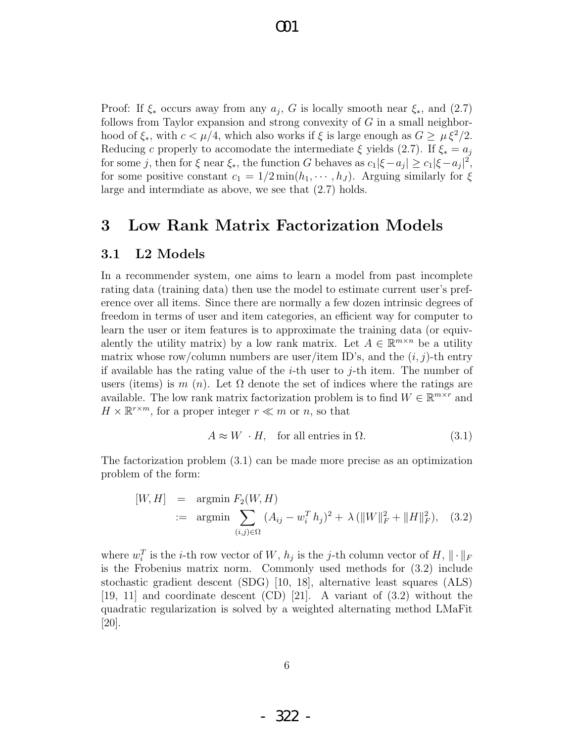Proof: If $\xi_*$ occurs away from any $a_j$, $G$ is locally smooth near $\xi_*$, and (2.7) follows from Taylor expansion and strong convexity of $G$ in a small neighborhood of $\xi_*$, with $c < \mu/4$, which also works if $\xi$ is large enough as $G \geq \mu \xi^2/2$. Reducing $c$ properly to accomodate the intermediate $\xi$ yields (2.7). If $\xi_* = a_j$ for some $j$, then for $\xi$ near $\xi_*$, the function $G$ behaves as $c_1|\xi - a_j| \geq c_1|\xi - a_j|^2$, for some positive constant $c_1 = 1/2 \min(h_1, \cdots, h_J)$. Arguing similarly for $\xi$ large and intermdiate as above, we see that (2.7) holds.

# 3 Low Rank Matrix Factorization Models

## 3.1 L2 Models

In a recommender system, one aims to learn a model from past incomplete rating data (training data) then use the model to estimate current user's preference over all items. Since there are normally a few dozen intrinsic degrees of freedom in terms of user and item categories, an efficient way for computer to learn the user or item features is to approximate the training data (or equivalently the utility matrix) by a low rank matrix. Let $A \in \mathbb{R}^{m\times n}$ be a utility matrix whose row/column numbers are user/item ID's, and the $(i, j)$-th entry if available has the rating value of the $i$-th user to $j$-th item. The number of users (items) is $m$ ($n$). Let $\Omega$ denote the set of indices where the ratings are available. The low rank matrix factorization problem is to find $W \in \mathbb{R}^{m\times r}$ and $H \times \mathbb{R}^{r\times m}$, for a proper integer $r \ll m$ or $n$, so that

$$A \approx W \cdot H, \quad \text{for all entries in } \Omega. \tag{3.1}$$

The factorization problem (3.1) can be made more precise as an optimization problem of the form:

$$\begin{aligned} [W, H] &= \text{argmin } F_2(W, H) \\ &:= \text{argmin} \sum_{(i,j)\in\Omega} (A_{ij} - w_i^T h_j)^2 + \lambda (\|W\|_F^2 + \|H\|_F^2), \end{aligned} \tag{3.2}$$

where $w_i^T$ is the $i$-th row vector of $W$, $h_j$ is the $j$-th column vector of $H$, $\|\cdot\|_F$ is the Frobenius matrix norm. Commonly used methods for (3.2) include stochastic gradient descent (SDG) [10, 18], alternative least squares (ALS) [19, 11] and coordinate descent (CD) [21]. A variant of (3.2) without the quadratic regularization is solved by a weighted alternating method LMaFit [20].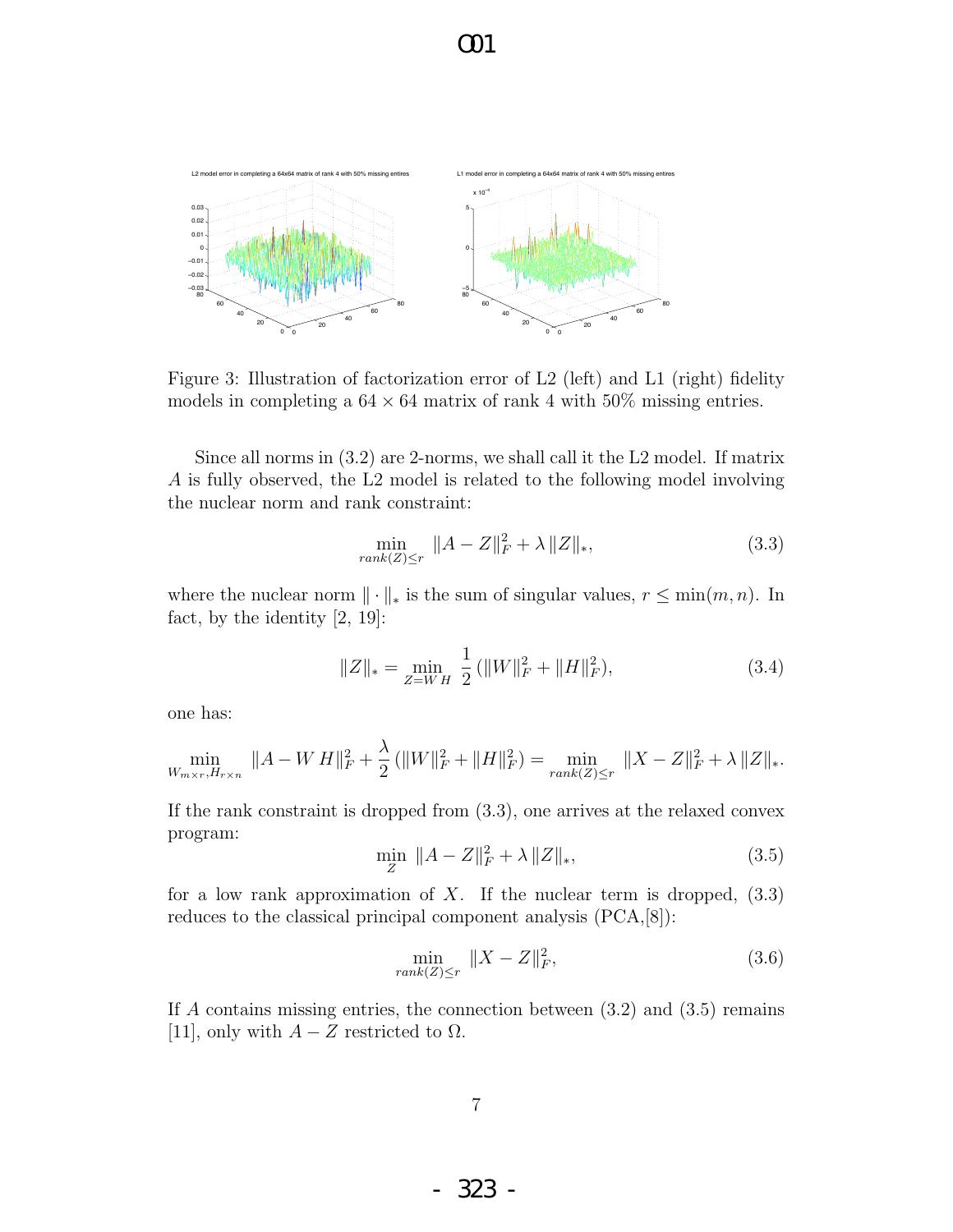Figure 3: Illustration of factorization error of L2 (left) and L1 (right) fidelity models in completing a $64 \times 64$ matrix of rank 4 with 50% missing entries.

Since all norms in (3.2) are 2-norms, we shall call it the L2 model. If matrix $A$ is fully observed, the L2 model is related to the following model involving the nuclear norm and rank constraint:

$$\min_{rank(Z) \le r} \|A - Z\|_F^2 + \lambda \|Z\|_*, \tag{3.3}$$

where the nuclear norm $\|\cdot\|_*$ is the sum of singular values, $r \le \min(m,n)$. In fact, by the identity [2, 19]:

$$\|Z\|_* = \min_{Z=W\,H} \frac{1}{2}(\|W\|_F^2 + \|H\|_F^2), \tag{3.4}$$

one has:

$$\min_{W_{m\times r}, H_{r\times n}} \|A - W\,H\|_F^2 + \frac{\lambda}{2}(\|W\|_F^2 + \|H\|_F^2) = \min_{rank(Z)\le r} \|X - Z\|_F^2 + \lambda \|Z\|_*.$$

If the rank constraint is dropped from (3.3), one arrives at the relaxed convex program:

$$\min_{Z} \|A - Z\|_F^2 + \lambda \|Z\|_*, \tag{3.5}$$

for a low rank approximation of $X$. If the nuclear term is dropped, (3.3) reduces to the classical principal component analysis (PCA,[8]):

$$\min_{rank(Z)\le r} \|X - Z\|_F^2, \tag{3.6}$$

If $A$ contains missing entries, the connection between (3.2) and (3.5) remains [11], only with $A - Z$ restricted to $\Omega$.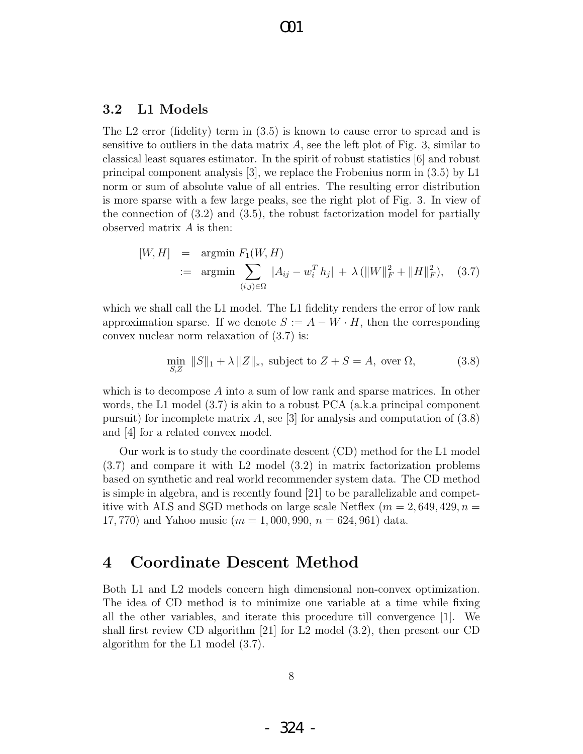### 3.2 L1 Models

The L2 error (fidelity) term in (3.5) is known to cause error to spread and is sensitive to outliers in the data matrix $A$, see the left plot of Fig. 3, similar to classical least squares estimator. In the spirit of robust statistics [6] and robust principal component analysis [3], we replace the Frobenius norm in (3.5) by L1 norm or sum of absolute value of all entries. The resulting error distribution is more sparse with a few large peaks, see the right plot of Fig. 3. In view of the connection of (3.2) and (3.5), the robust factorization model for partially observed matrix $A$ is then:

$$
\begin{aligned}
[W, H] &= \operatorname{argmin} F_1(W, H) \\
&:= \operatorname{argmin} \sum_{(i,j)\in\Omega} |A_{ij} - w_i^T h_j| + \lambda\,(\|W\|_F^2 + \|H\|_F^2), \qquad (3.7)
\end{aligned}
$$

which we shall call the L1 model. The L1 fidelity renders the error of low rank approximation sparse. If we denote $S := A - W \cdot H$, then the corresponding convex nuclear norm relaxation of (3.7) is:

$$
\min_{S,Z} \|S\|_1 + \lambda \|Z\|_*, \text{ subject to } Z + S = A, \text{ over } \Omega, \qquad (3.8)
$$

which is to decompose $A$ into a sum of low rank and sparse matrices. In other words, the L1 model (3.7) is akin to a robust PCA (a.k.a principal component pursuit) for incomplete matrix $A$, see [3] for analysis and computation of (3.8) and [4] for a related convex model.

Our work is to study the coordinate descent (CD) method for the L1 model (3.7) and compare it with L2 model (3.2) in matrix factorization problems based on synthetic and real world recommender system data. The CD method is simple in algebra, and is recently found [21] to be parallelizable and competitive with ALS and SGD methods on large scale Netflex ($m = 2,649,429, n = 17,770$) and Yahoo music ($m = 1,000,990,\ n = 624,961$) data.

## 4 Coordinate Descent Method

Both L1 and L2 models concern high dimensional non-convex optimization. The idea of CD method is to minimize one variable at a time while fixing all the other variables, and iterate this procedure till convergence [1]. We shall first review CD algorithm [21] for L2 model (3.2), then present our CD algorithm for the L1 model (3.7).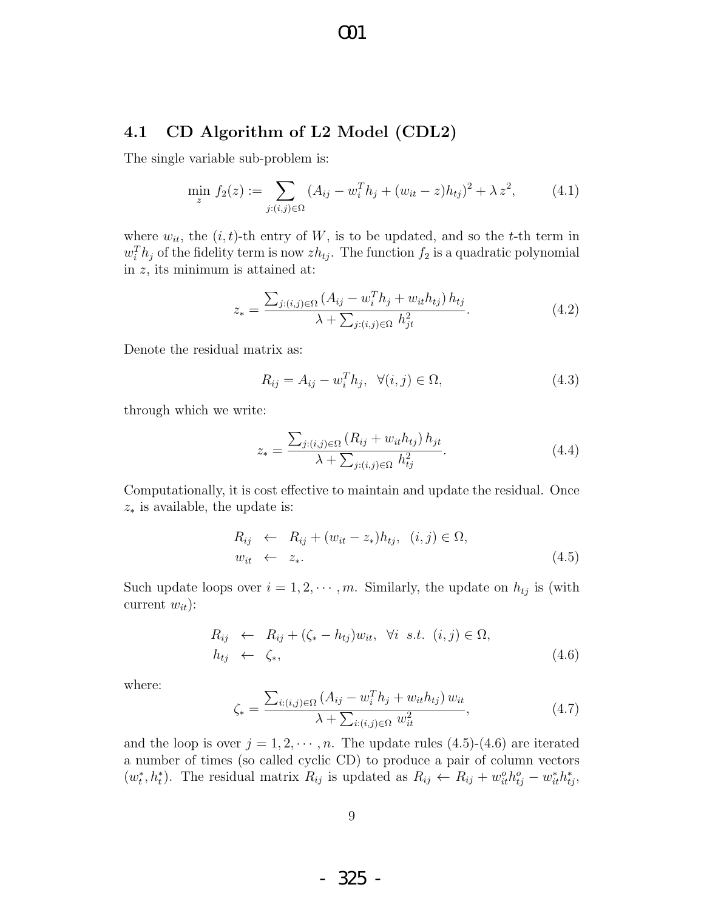## 4.1 CD Algorithm of L2 Model (CDL2)

The single variable sub-problem is:

$$\min_{z} f_2(z) := \sum_{j:(i,j)\in\Omega} (A_{ij} - w_i^T h_j + (w_{it} - z)h_{tj})^2 + \lambda\, z^2, \tag{4.1}$$

where $w_{it}$, the $(i,t)$-th entry of $W$, is to be updated, and so the $t$-th term in $w_i^T h_j$ of the fidelity term is now $zh_{tj}$. The function $f_2$ is a quadratic polynomial in $z$, its minimum is attained at:

$$z_* = \frac{\sum_{j:(i,j)\in\Omega} (A_{ij} - w_i^T h_j + w_{it} h_{tj})\, h_{tj}}{\lambda + \sum_{j:(i,j)\in\Omega} h_{jt}^2}. \tag{4.2}$$

Denote the residual matrix as:

$$R_{ij} = A_{ij} - w_i^T h_j, \ \ \forall (i,j) \in \Omega, \tag{4.3}$$

through which we write:

$$z_* = \frac{\sum_{j:(i,j)\in\Omega} (R_{ij} + w_{it} h_{tj})\, h_{jt}}{\lambda + \sum_{j:(i,j)\in\Omega} h_{tj}^2}. \tag{4.4}$$

Computationally, it is cost effective to maintain and update the residual. Once $z_*$ is available, the update is:

$$\begin{aligned} R_{ij} &\leftarrow R_{ij} + (w_{it} - z_*)h_{tj}, \ \ (i,j) \in \Omega, \\ w_{it} &\leftarrow z_*. \end{aligned} \tag{4.5}$$

Such update loops over $i = 1, 2, \cdots, m$. Similarly, the update on $h_{tj}$ is (with current $w_{it}$):

$$\begin{aligned} R_{ij} &\leftarrow R_{ij} + (\zeta_* - h_{tj})w_{it}, \ \ \forall i \ \ s.t. \ (i,j) \in \Omega, \\ h_{tj} &\leftarrow \zeta_*, \end{aligned} \tag{4.6}$$

where:

$$\zeta_* = \frac{\sum_{i:(i,j)\in\Omega} (A_{ij} - w_i^T h_j + w_{it} h_{tj})\, w_{it}}{\lambda + \sum_{i:(i,j)\in\Omega} w_{it}^2}, \tag{4.7}$$

and the loop is over $j = 1, 2, \cdots, n$. The update rules (4.5)-(4.6) are iterated a number of times (so called cyclic CD) to produce a pair of column vectors $(w_t^*, h_t^*)$. The residual matrix $R_{ij}$ is updated as $R_{ij} \leftarrow R_{ij} + w_{it}^o h_{tj}^o - w_{it}^* h_{tj}^*$,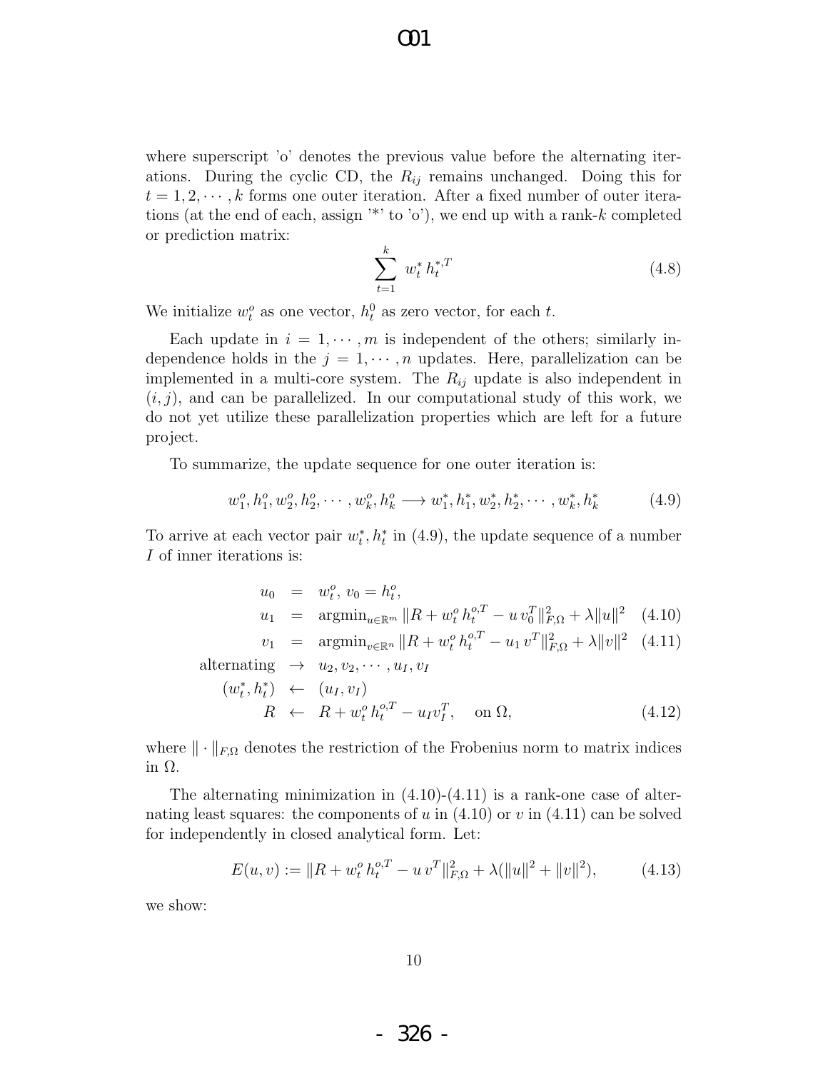where superscript 'o' denotes the previous value before the alternating iterations. During the cyclic CD, the $R_{ij}$ remains unchanged. Doing this for $t = 1, 2, \cdots, k$ forms one outer iteration. After a fixed number of outer iterations (at the end of each, assign '*' to 'o'), we end up with a rank-$k$ completed or prediction matrix:

$$\sum_{t=1}^{k} w_t^* \, h_t^{*,T} \tag{4.8}$$

We initialize $w_t^o$ as one vector, $h_t^0$ as zero vector, for each $t$.

Each update in $i = 1, \cdots, m$ is independent of the others; similarly independence holds in the $j = 1, \cdots, n$ updates. Here, parallelization can be implemented in a multi-core system. The $R_{ij}$ update is also independent in $(i, j)$, and can be parallelized. In our computational study of this work, we do not yet utilize these parallelization properties which are left for a future project.

To summarize, the update sequence for one outer iteration is:

$$w_1^o, h_1^o, w_2^o, h_2^o, \cdots, w_k^o, h_k^o \longrightarrow w_1^*, h_1^*, w_2^*, h_2^*, \cdots, w_k^*, h_k^* \tag{4.9}$$

To arrive at each vector pair $w_t^*, h_t^*$ in (4.9), the update sequence of a number $I$ of inner iterations is:

$$
\begin{aligned}
u_0 \;&=\; w_t^o, \; v_0 = h_t^o, \\
u_1 \;&=\; \text{argmin}_{u \in \mathbb{R}^m} \, \|R + w_t^o \, h_t^{o,T} - u \, v_0^T\|_{F,\Omega}^2 + \lambda \|u\|^2 \qquad (4.10) \\
v_1 \;&=\; \text{argmin}_{v \in \mathbb{R}^n} \, \|R + w_t^o \, h_t^{o,T} - u_1 \, v^T\|_{F,\Omega}^2 + \lambda \|v\|^2 \qquad (4.11) \\
\text{alternating} \;&\rightarrow\; u_2, v_2, \cdots, u_I, v_I \\
(w_t^*, h_t^*) \;&\leftarrow\; (u_I, v_I) \\
R \;&\leftarrow\; R + w_t^o \, h_t^{o,T} - u_I v_I^T, \quad \text{on } \Omega, \qquad (4.12)
\end{aligned}
$$

where $\| \cdot \|_{F,\Omega}$ denotes the restriction of the Frobenius norm to matrix indices in $\Omega$.

The alternating minimization in (4.10)-(4.11) is a rank-one case of alternating least squares: the components of $u$ in (4.10) or $v$ in (4.11) can be solved for independently in closed analytical form. Let:

$$E(u, v) := \|R + w_t^o \, h_t^{o,T} - u \, v^T\|_{F,\Omega}^2 + \lambda(\|u\|^2 + \|v\|^2), \tag{4.13}$$

we show: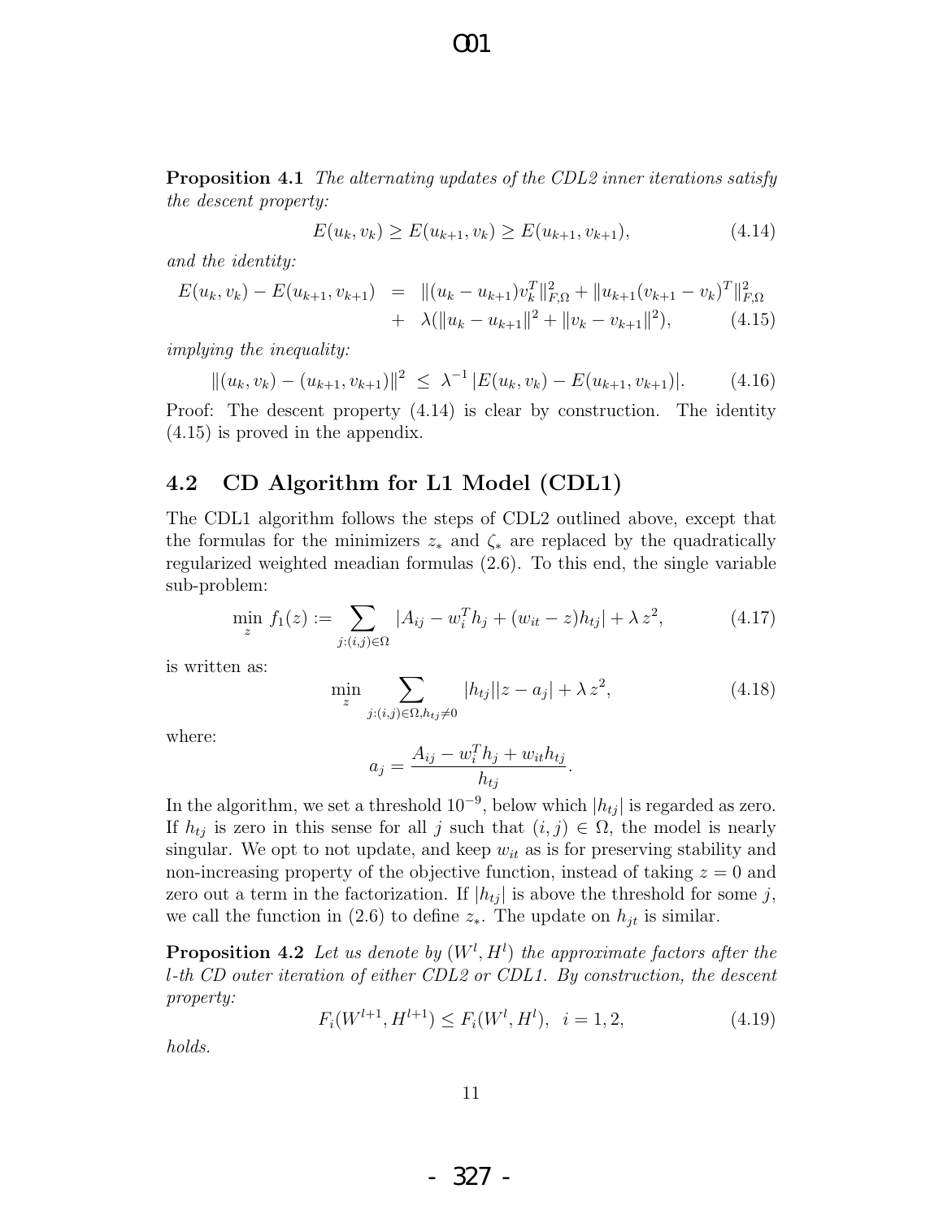**Proposition 4.1** *The alternating updates of the CDL2 inner iterations satisfy the descent property:*

$$E(u_k, v_k) \geq E(u_{k+1}, v_k) \geq E(u_{k+1}, v_{k+1}), \tag{4.14}$$

*and the identity:*

$$\begin{aligned} E(u_k, v_k) - E(u_{k+1}, v_{k+1}) &= \|(u_k - u_{k+1})v_k^T\|_{F,\Omega}^2 + \|u_{k+1}(v_{k+1} - v_k)^T\|_{F,\Omega}^2 \\ &+ \lambda(\|u_k - u_{k+1}\|^2 + \|v_k - v_{k+1}\|^2), \end{aligned} \tag{4.15}$$

*implying the inequality:*

$$\|(u_k, v_k) - (u_{k+1}, v_{k+1})\|^2 \leq \lambda^{-1} |E(u_k, v_k) - E(u_{k+1}, v_{k+1})|. \tag{4.16}$$

Proof: The descent property (4.14) is clear by construction. The identity (4.15) is proved in the appendix.

## 4.2 CD Algorithm for L1 Model (CDL1)

The CDL1 algorithm follows the steps of CDL2 outlined above, except that the formulas for the minimizers $z_*$ and $\zeta_*$ are replaced by the quadratically regularized weighted meadian formulas (2.6). To this end, the single variable sub-problem:

$$\min_z f_1(z) := \sum_{j:(i,j)\in\Omega} |A_{ij} - w_i^T h_j + (w_{it} - z)h_{tj}| + \lambda z^2, \tag{4.17}$$

is written as:

$$\min_z \sum_{j:(i,j)\in\Omega, h_{tj}\neq 0} |h_{tj}||z - a_j| + \lambda z^2, \tag{4.18}$$

where:

$$a_j = \frac{A_{ij} - w_i^T h_j + w_{it} h_{tj}}{h_{tj}}.$$

In the algorithm, we set a threshold $10^{-9}$, below which $|h_{tj}|$ is regarded as zero. If $h_{tj}$ is zero in this sense for all $j$ such that $(i,j) \in \Omega$, the model is nearly singular. We opt to not update, and keep $w_{it}$ as is for preserving stability and non-increasing property of the objective function, instead of taking $z = 0$ and zero out a term in the factorization. If $|h_{tj}|$ is above the threshold for some $j$, we call the function in (2.6) to define $z_*$. The update on $h_{jt}$ is similar.

**Proposition 4.2** *Let us denote by $(W^l, H^l)$ the approximate factors after the $l$-th CD outer iteration of either CDL2 or CDL1. By construction, the descent property:*

$$F_i(W^{l+1}, H^{l+1}) \leq F_i(W^l, H^l), \quad i = 1, 2, \tag{4.19}$$

*holds.*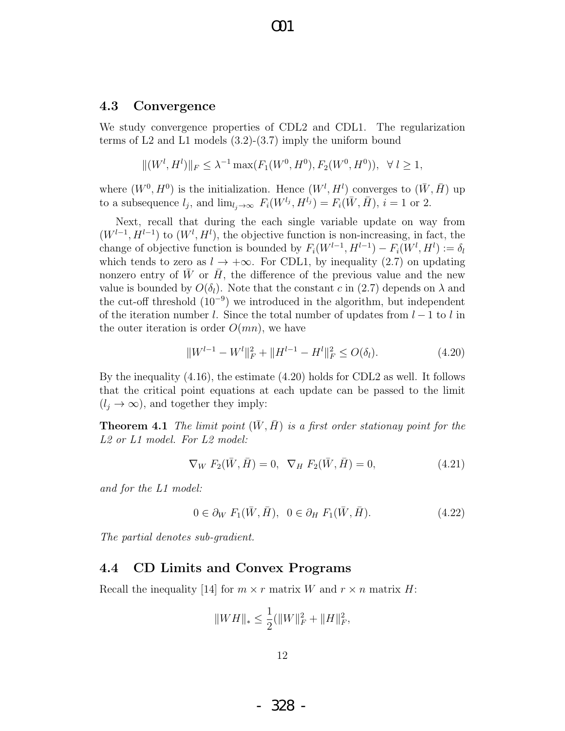### 4.3 Convergence

We study convergence properties of CDL2 and CDL1. The regularization terms of L2 and L1 models (3.2)-(3.7) imply the uniform bound

$$\|(W^l, H^l)\|_F \leq \lambda^{-1} \max(F_1(W^0, H^0), F_2(W^0, H^0)), \ \ \forall\, l \geq 1,$$

where $(W^0, H^0)$ is the initialization. Hence $(W^l, H^l)$ converges to $(\bar{W}, \bar{H})$ up to a subsequence $l_j$, and $\lim_{l_j \to \infty} F_i(W^{l_j}, H^{l_j}) = F_i(\bar{W}, \bar{H})$, $i = 1$ or $2$.

Next, recall that during the each single variable update on way from $(W^{l-1}, H^{l-1})$ to $(W^l, H^l)$, the objective function is non-increasing, in fact, the change of objective function is bounded by $F_i(W^{l-1}, H^{l-1}) - F_i(W^l, H^l) := \delta_l$ which tends to zero as $l \to +\infty$. For CDL1, by inequality (2.7) on updating nonzero entry of $\bar{W}$ or $\bar{H}$, the difference of the previous value and the new value is bounded by $O(\delta_l)$. Note that the constant $c$ in (2.7) depends on $\lambda$ and the cut-off threshold ($10^{-9}$) we introduced in the algorithm, but independent of the iteration number $l$. Since the total number of updates from $l-1$ to $l$ in the outer iteration is order $O(mn)$, we have

$$\|W^{l-1} - W^l\|_F^2 + \|H^{l-1} - H^l\|_F^2 \leq O(\delta_l). \tag{4.20}$$

By the inequality (4.16), the estimate (4.20) holds for CDL2 as well. It follows that the critical point equations at each update can be passed to the limit ($l_j \to \infty$), and together they imply:

**Theorem 4.1** *The limit point $(\bar{W}, \bar{H})$ is a first order stationay point for the L2 or L1 model. For L2 model:*

$$\nabla_W \ F_2(\bar{W}, \bar{H}) = 0, \ \ \nabla_H \ F_2(\bar{W}, \bar{H}) = 0, \tag{4.21}$$

*and for the L1 model:*

$$0 \in \partial_W \ F_1(\bar{W}, \bar{H}), \ \ 0 \in \partial_H \ F_1(\bar{W}, \bar{H}). \tag{4.22}$$

*The partial denotes sub-gradient.*

### 4.4 CD Limits and Convex Programs

Recall the inequality [14] for $m \times r$ matrix $W$ and $r \times n$ matrix $H$:

$$\|WH\|_* \leq \frac{1}{2}(\|W\|_F^2 + \|H\|_F^2,$$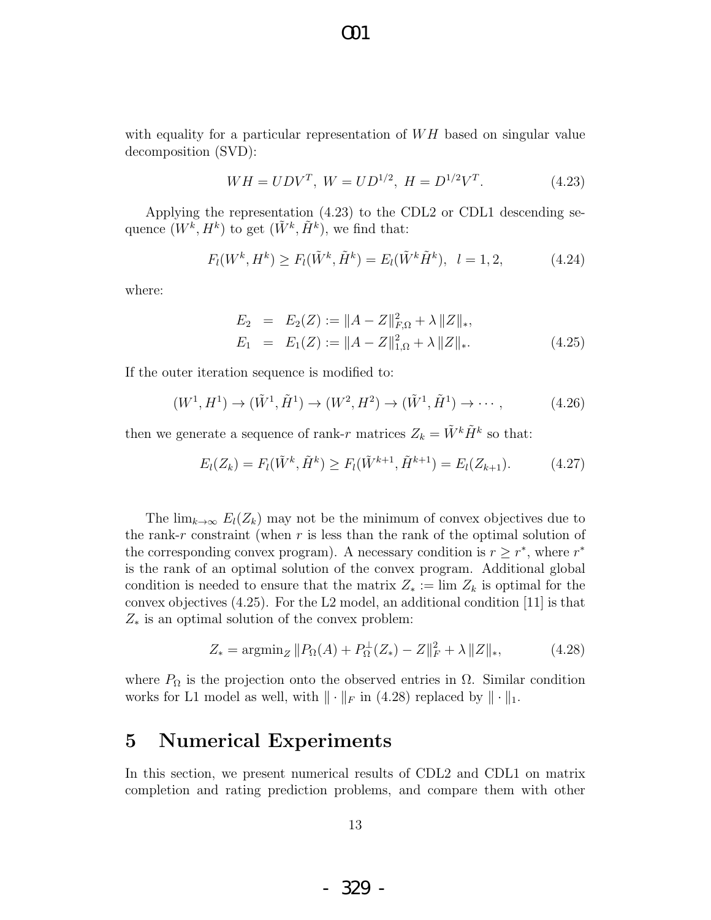with equality for a particular representation of $WH$ based on singular value decomposition (SVD):

$$WH = UDV^T, \ W = UD^{1/2}, \ H = D^{1/2}V^T. \tag{4.23}$$

Applying the representation (4.23) to the CDL2 or CDL1 descending sequence $(W^k, H^k)$ to get $(\tilde{W}^k, \tilde{H}^k)$, we find that:

$$F_l(W^k, H^k) \geq F_l(\tilde{W}^k, \tilde{H}^k) = E_l(\tilde{W}^k \tilde{H}^k), \ \ l = 1, 2, \tag{4.24}$$

where:

$$\begin{aligned} E_2 &= E_2(Z) := \|A - Z\|_{F,\Omega}^2 + \lambda \|Z\|_*, \\ E_1 &= E_1(Z) := \|A - Z\|_{1,\Omega}^2 + \lambda \|Z\|_*. \end{aligned} \tag{4.25}$$

If the outer iteration sequence is modified to:

$$(W^1, H^1) \rightarrow (\tilde{W}^1, \tilde{H}^1) \rightarrow (W^2, H^2) \rightarrow (\tilde{W}^1, \tilde{H}^1) \rightarrow \cdots, \tag{4.26}$$

then we generate a sequence of rank-$r$ matrices $Z_k = \tilde{W}^k \tilde{H}^k$ so that:

$$E_l(Z_k) = F_l(\tilde{W}^k, \tilde{H}^k) \geq F_l(\tilde{W}^{k+1}, \tilde{H}^{k+1}) = E_l(Z_{k+1}). \tag{4.27}$$

The $\lim_{k \to \infty} E_l(Z_k)$ may not be the minimum of convex objectives due to the rank-$r$ constraint (when $r$ is less than the rank of the optimal solution of the corresponding convex program). A necessary condition is $r \geq r^*$, where $r^*$ is the rank of an optimal solution of the convex program. Additional global condition is needed to ensure that the matrix $Z_* := \lim Z_k$ is optimal for the convex objectives (4.25). For the L2 model, an additional condition [11] is that $Z_*$ is an optimal solution of the convex problem:

$$Z_* = \operatorname{argmin}_Z \|P_\Omega(A) + P_\Omega^\perp(Z_*) - Z\|_F^2 + \lambda \|Z\|_*, \tag{4.28}$$

where $P_\Omega$ is the projection onto the observed entries in $\Omega$. Similar condition works for L1 model as well, with $\|\cdot\|_F$ in (4.28) replaced by $\|\cdot\|_1$.

# 5 Numerical Experiments

In this section, we present numerical results of CDL2 and CDL1 on matrix completion and rating prediction problems, and compare them with other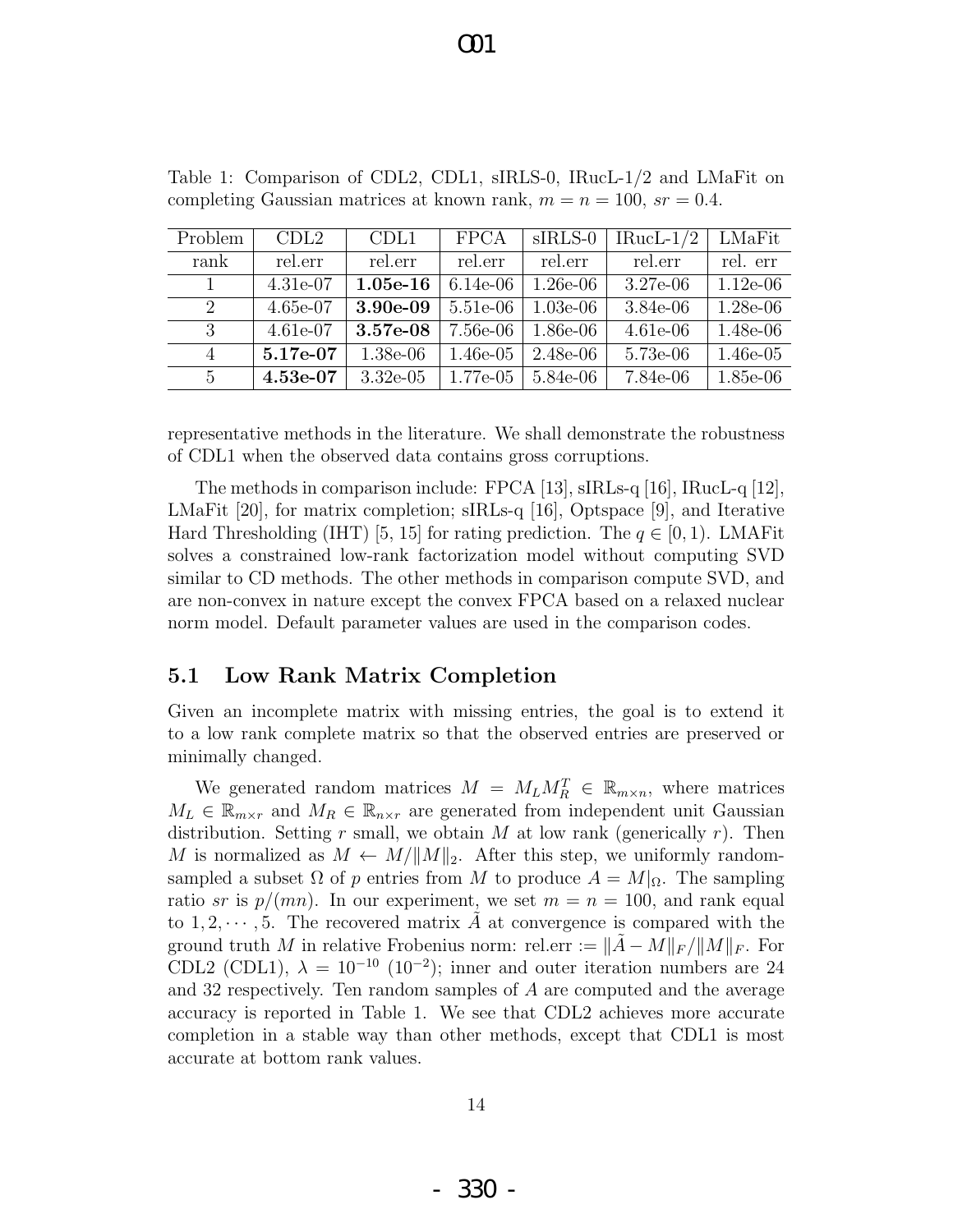Table 1: Comparison of CDL2, CDL1, sIRLS-0, IRucL-1/2 and LMaFit on completing Gaussian matrices at known rank, $m = n = 100$, $sr = 0.4$.

| Problem | CDL2 | CDL1 | FPCA | sIRLS-0 | IRucL-1/2 | LMaFit |
|---|---|---|---|---|---|---|
| rank | rel.err | rel.err | rel.err | rel.err | rel.err | rel. err |
| 1 | 4.31e-07 | **1.05e-16** | 6.14e-06 | 1.26e-06 | 3.27e-06 | 1.12e-06 |
| 2 | 4.65e-07 | **3.90e-09** | 5.51e-06 | 1.03e-06 | 3.84e-06 | 1.28e-06 |
| 3 | 4.61e-07 | **3.57e-08** | 7.56e-06 | 1.86e-06 | 4.61e-06 | 1.48e-06 |
| 4 | **5.17e-07** | 1.38e-06 | 1.46e-05 | 2.48e-06 | 5.73e-06 | 1.46e-05 |
| 5 | **4.53e-07** | 3.32e-05 | 1.77e-05 | 5.84e-06 | 7.84e-06 | 1.85e-06 |

representative methods in the literature. We shall demonstrate the robustness of CDL1 when the observed data contains gross corruptions.

The methods in comparison include: FPCA [13], sIRLs-q [16], IRucL-q [12], LMaFit [20], for matrix completion; sIRLs-q [16], Optspace [9], and Iterative Hard Thresholding (IHT) [5, 15] for rating prediction. The $q \in [0, 1)$. LMAFit solves a constrained low-rank factorization model without computing SVD similar to CD methods. The other methods in comparison compute SVD, and are non-convex in nature except the convex FPCA based on a relaxed nuclear norm model. Default parameter values are used in the comparison codes.

### 5.1 Low Rank Matrix Completion

Given an incomplete matrix with missing entries, the goal is to extend it to a low rank complete matrix so that the observed entries are preserved or minimally changed.

We generated random matrices $M = M_L M_R^T \in \mathbb{R}_{m \times n}$, where matrices $M_L \in \mathbb{R}_{m \times r}$ and $M_R \in \mathbb{R}_{n \times r}$ are generated from independent unit Gaussian distribution. Setting $r$ small, we obtain $M$ at low rank (generically $r$). Then $M$ is normalized as $M \leftarrow M/\|M\|_2$. After this step, we uniformly random-sampled a subset $\Omega$ of $p$ entries from $M$ to produce $A = M|_\Omega$. The sampling ratio $sr$ is $p/(mn)$. In our experiment, we set $m = n = 100$, and rank equal to $1, 2, \cdots, 5$. The recovered matrix $\tilde{A}$ at convergence is compared with the ground truth $M$ in relative Frobenius norm: rel.err $:= \|\tilde{A} - M\|_F / \|M\|_F$. For CDL2 (CDL1), $\lambda = 10^{-10}$ ($10^{-2}$); inner and outer iteration numbers are 24 and 32 respectively. Ten random samples of $A$ are computed and the average accuracy is reported in Table 1. We see that CDL2 achieves more accurate completion in a stable way than other methods, except that CDL1 is most accurate at bottom rank values.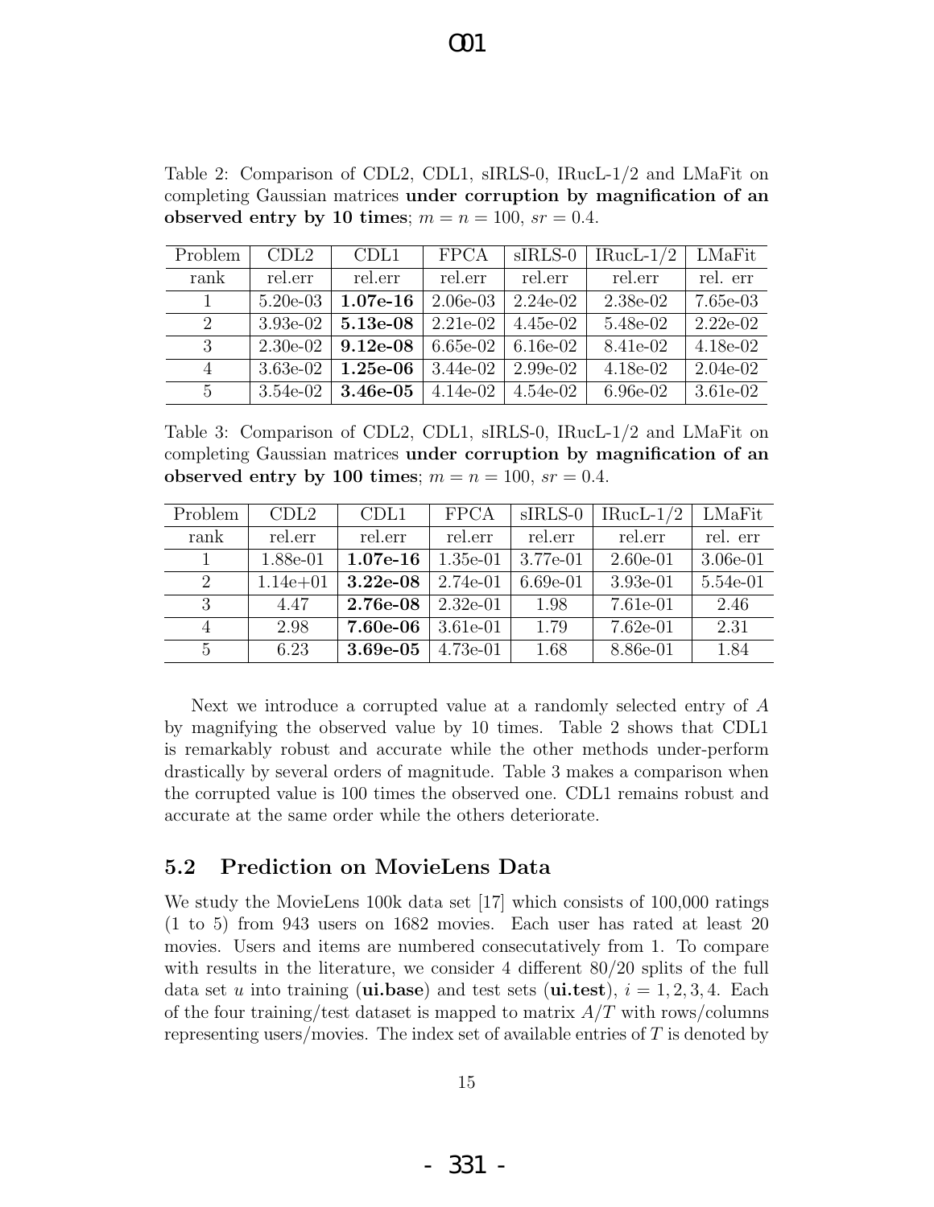Table 2: Comparison of CDL2, CDL1, sIRLS-0, IRucL-1/2 and LMaFit on completing Gaussian matrices **under corruption by magnification of an observed entry by 10 times**; $m = n = 100$, $sr = 0.4$.

| Problem | CDL2 | CDL1 | FPCA | sIRLS-0 | IRucL-1/2 | LMaFit |
|---|---|---|---|---|---|---|
| rank | rel.err | rel.err | rel.err | rel.err | rel.err | rel. err |
| 1 | 5.20e-03 | **1.07e-16** | 2.06e-03 | 2.24e-02 | 2.38e-02 | 7.65e-03 |
| 2 | 3.93e-02 | **5.13e-08** | 2.21e-02 | 4.45e-02 | 5.48e-02 | 2.22e-02 |
| 3 | 2.30e-02 | **9.12e-08** | 6.65e-02 | 6.16e-02 | 8.41e-02 | 4.18e-02 |
| 4 | 3.63e-02 | **1.25e-06** | 3.44e-02 | 2.99e-02 | 4.18e-02 | 2.04e-02 |
| 5 | 3.54e-02 | **3.46e-05** | 4.14e-02 | 4.54e-02 | 6.96e-02 | 3.61e-02 |

Table 3: Comparison of CDL2, CDL1, sIRLS-0, IRucL-1/2 and LMaFit on completing Gaussian matrices **under corruption by magnification of an observed entry by 100 times**; $m = n = 100$, $sr = 0.4$.

| Problem | CDL2 | CDL1 | FPCA | sIRLS-0 | IRucL-1/2 | LMaFit |
|---|---|---|---|---|---|---|
| rank | rel.err | rel.err | rel.err | rel.err | rel.err | rel. err |
| 1 | 1.88e-01 | **1.07e-16** | 1.35e-01 | 3.77e-01 | 2.60e-01 | 3.06e-01 |
| 2 | 1.14e+01 | **3.22e-08** | 2.74e-01 | 6.69e-01 | 3.93e-01 | 5.54e-01 |
| 3 | 4.47 | **2.76e-08** | 2.32e-01 | 1.98 | 7.61e-01 | 2.46 |
| 4 | 2.98 | **7.60e-06** | 3.61e-01 | 1.79 | 7.62e-01 | 2.31 |
| 5 | 6.23 | **3.69e-05** | 4.73e-01 | 1.68 | 8.86e-01 | 1.84 |

Next we introduce a corrupted value at a randomly selected entry of $A$ by magnifying the observed value by 10 times. Table 2 shows that CDL1 is remarkably robust and accurate while the other methods under-perform drastically by several orders of magnitude. Table 3 makes a comparison when the corrupted value is 100 times the observed one. CDL1 remains robust and accurate at the same order while the others deteriorate.

### 5.2 Prediction on MovieLens Data

We study the MovieLens 100k data set [17] which consists of 100,000 ratings (1 to 5) from 943 users on 1682 movies. Each user has rated at least 20 movies. Users and items are numbered consecutatively from 1. To compare with results in the literature, we consider 4 different 80/20 splits of the full data set $u$ into training (**ui.base**) and test sets (**ui.test**), $i = 1, 2, 3, 4$. Each of the four training/test dataset is mapped to matrix $A/T$ with rows/columns representing users/movies. The index set of available entries of $T$ is denoted by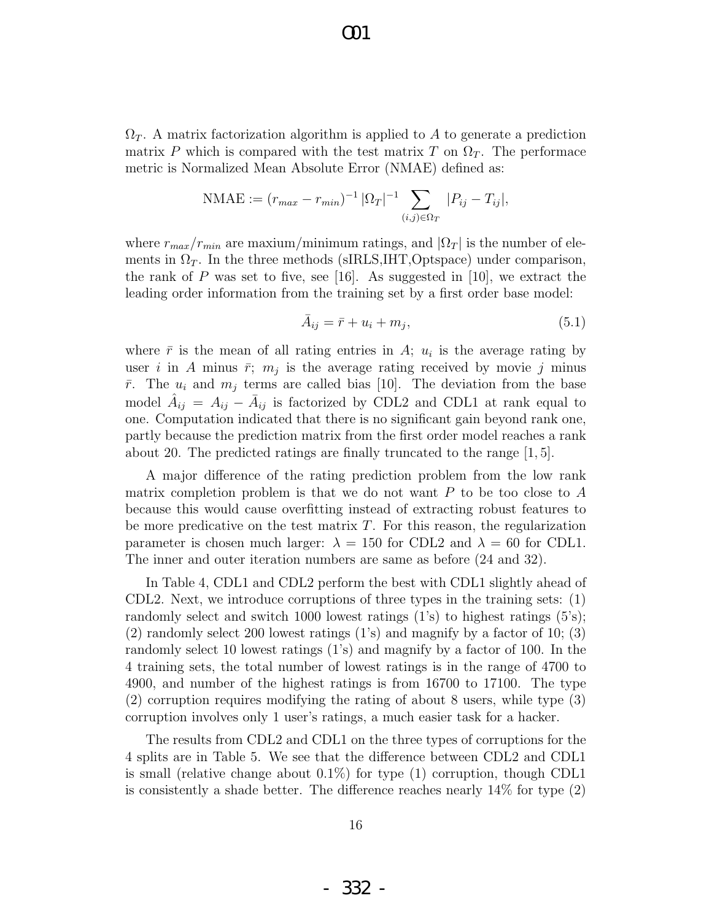$\Omega_T$. A matrix factorization algorithm is applied to $A$ to generate a prediction matrix $P$ which is compared with the test matrix $T$ on $\Omega_T$. The performace metric is Normalized Mean Absolute Error (NMAE) defined as:

$$\text{NMAE} := (r_{max} - r_{min})^{-1} \, |\Omega_T|^{-1} \sum_{(i,j)\in\Omega_T} |P_{ij} - T_{ij}|,$$

where $r_{max}/r_{min}$ are maxium/minimum ratings, and $|\Omega_T|$ is the number of elements in $\Omega_T$. In the three methods (sIRLS,IHT,Optspace) under comparison, the rank of $P$ was set to five, see [16]. As suggested in [10], we extract the leading order information from the training set by a first order base model:

$$\bar{A}_{ij} = \bar{r} + u_i + m_j, \tag{5.1}$$

where $\bar{r}$ is the mean of all rating entries in $A$; $u_i$ is the average rating by user $i$ in $A$ minus $\bar{r}$; $m_j$ is the average rating received by movie $j$ minus $\bar{r}$. The $u_i$ and $m_j$ terms are called bias [10]. The deviation from the base model $\hat{A}_{ij} = A_{ij} - \bar{A}_{ij}$ is factorized by CDL2 and CDL1 at rank equal to one. Computation indicated that there is no significant gain beyond rank one, partly because the prediction matrix from the first order model reaches a rank about 20. The predicted ratings are finally truncated to the range $[1, 5]$.

A major difference of the rating prediction problem from the low rank matrix completion problem is that we do not want $P$ to be too close to $A$ because this would cause overfitting instead of extracting robust features to be more predicative on the test matrix $T$. For this reason, the regularization parameter is chosen much larger: $\lambda = 150$ for CDL2 and $\lambda = 60$ for CDL1. The inner and outer iteration numbers are same as before (24 and 32).

In Table 4, CDL1 and CDL2 perform the best with CDL1 slightly ahead of CDL2. Next, we introduce corruptions of three types in the training sets: (1) randomly select and switch 1000 lowest ratings (1's) to highest ratings (5's); (2) randomly select 200 lowest ratings (1's) and magnify by a factor of 10; (3) randomly select 10 lowest ratings (1's) and magnify by a factor of 100. In the 4 training sets, the total number of lowest ratings is in the range of 4700 to 4900, and number of the highest ratings is from 16700 to 17100. The type (2) corruption requires modifying the rating of about 8 users, while type (3) corruption involves only 1 user's ratings, a much easier task for a hacker.

The results from CDL2 and CDL1 on the three types of corruptions for the 4 splits are in Table 5. We see that the difference between CDL2 and CDL1 is small (relative change about 0.1%) for type (1) corruption, though CDL1 is consistently a shade better. The difference reaches nearly 14% for type (2)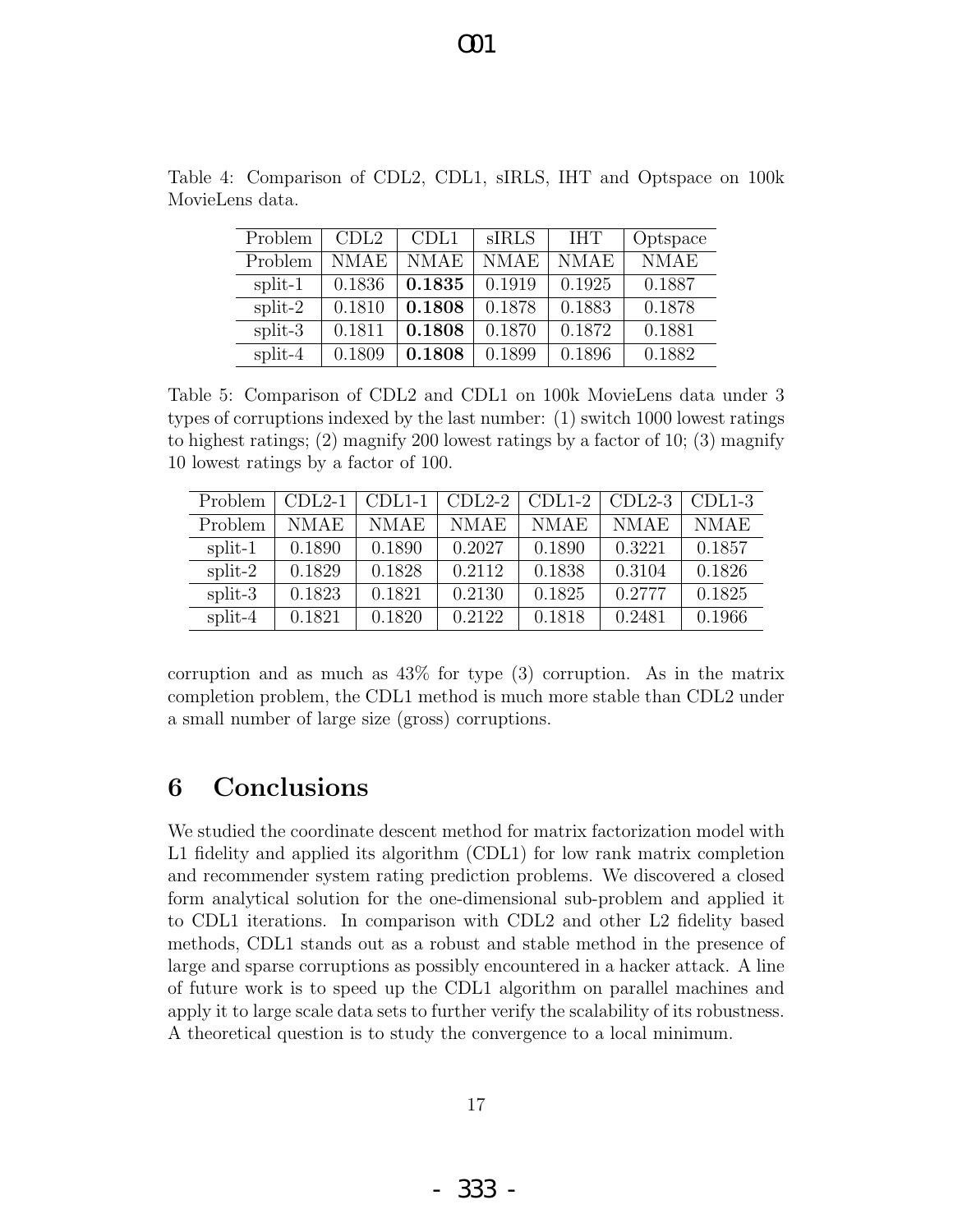Table 4: Comparison of CDL2, CDL1, sIRLS, IHT and Optspace on 100k MovieLens data.

| Problem | CDL2 | CDL1 | sIRLS | IHT | Optspace |
|---|---|---|---|---|---|
| Problem | NMAE | NMAE | NMAE | NMAE | NMAE |
| split-1 | 0.1836 | **0.1835** | 0.1919 | 0.1925 | 0.1887 |
| split-2 | 0.1810 | **0.1808** | 0.1878 | 0.1883 | 0.1878 |
| split-3 | 0.1811 | **0.1808** | 0.1870 | 0.1872 | 0.1881 |
| split-4 | 0.1809 | **0.1808** | 0.1899 | 0.1896 | 0.1882 |

Table 5: Comparison of CDL2 and CDL1 on 100k MovieLens data under 3 types of corruptions indexed by the last number: (1) switch 1000 lowest ratings to highest ratings; (2) magnify 200 lowest ratings by a factor of 10; (3) magnify 10 lowest ratings by a factor of 100.

| Problem | CDL2-1 | CDL1-1 | CDL2-2 | CDL1-2 | CDL2-3 | CDL1-3 |
|---|---|---|---|---|---|---|
| Problem | NMAE | NMAE | NMAE | NMAE | NMAE | NMAE |
| split-1 | 0.1890 | 0.1890 | 0.2027 | 0.1890 | 0.3221 | 0.1857 |
| split-2 | 0.1829 | 0.1828 | 0.2112 | 0.1838 | 0.3104 | 0.1826 |
| split-3 | 0.1823 | 0.1821 | 0.2130 | 0.1825 | 0.2777 | 0.1825 |
| split-4 | 0.1821 | 0.1820 | 0.2122 | 0.1818 | 0.2481 | 0.1966 |

corruption and as much as 43% for type (3) corruption. As in the matrix completion problem, the CDL1 method is much more stable than CDL2 under a small number of large size (gross) corruptions.

## 6 Conclusions

We studied the coordinate descent method for matrix factorization model with L1 fidelity and applied its algorithm (CDL1) for low rank matrix completion and recommender system rating prediction problems. We discovered a closed form analytical solution for the one-dimensional sub-problem and applied it to CDL1 iterations. In comparison with CDL2 and other L2 fidelity based methods, CDL1 stands out as a robust and stable method in the presence of large and sparse corruptions as possibly encountered in a hacker attack. A line of future work is to speed up the CDL1 algorithm on parallel machines and apply it to large scale data sets to further verify the scalability of its robustness. A theoretical question is to study the convergence to a local minimum.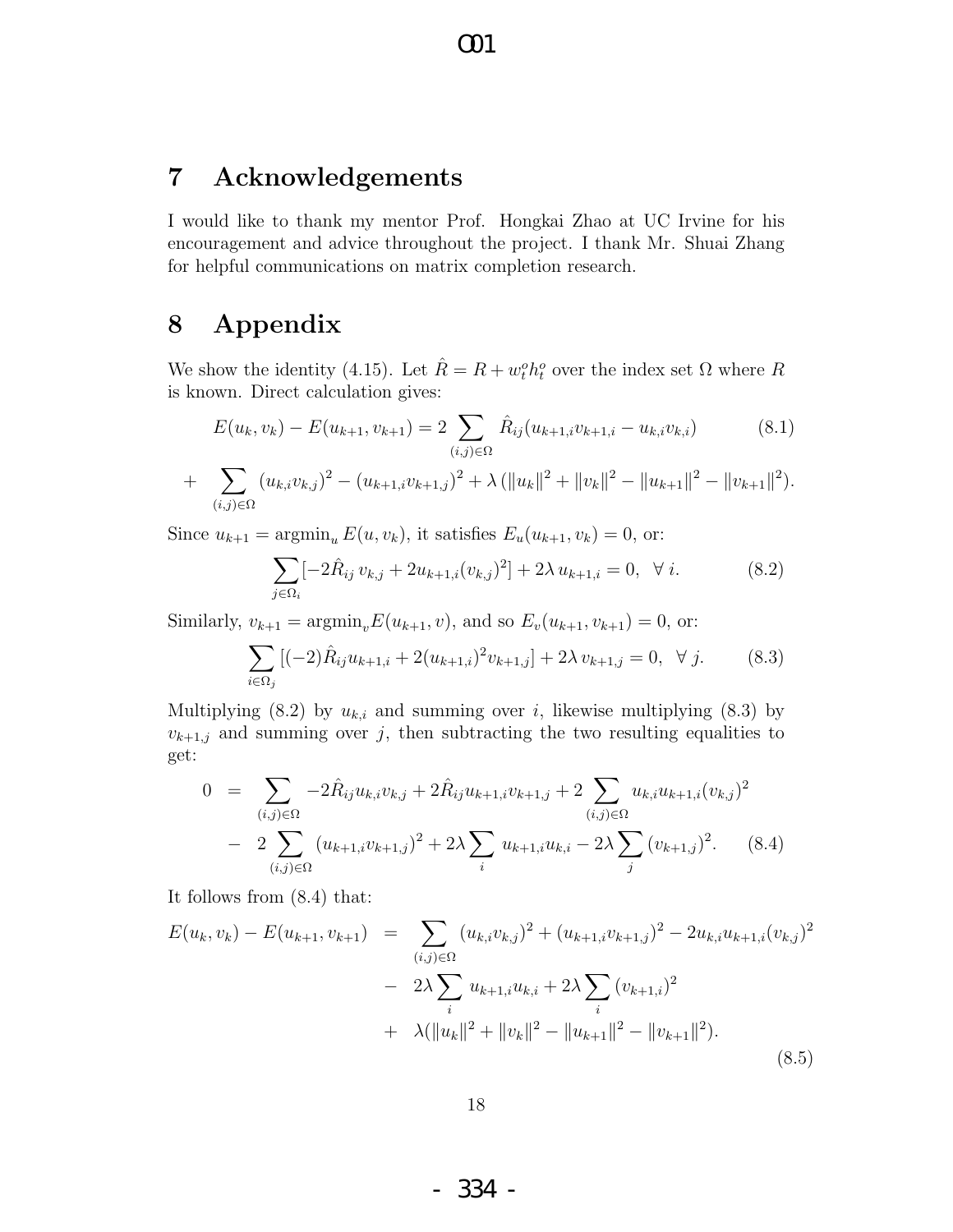## 7 Acknowledgements

I would like to thank my mentor Prof. Hongkai Zhao at UC Irvine for his encouragement and advice throughout the project. I thank Mr. Shuai Zhang for helpful communications on matrix completion research.

## 8 Appendix

We show the identity (4.15). Let $\hat{R} = R + w_t^o h_t^o$ over the index set $\Omega$ where $R$ is known. Direct calculation gives:

$$E(u_k, v_k) - E(u_{k+1}, v_{k+1}) = 2 \sum_{(i,j)\in\Omega} \hat{R}_{ij}(u_{k+1,i}v_{k+1,i} - u_{k,i}v_{k,i}) \tag{8.1}$$

$$+ \sum_{(i,j)\in\Omega} (u_{k,i}v_{k,j})^2 - (u_{k+1,i}v_{k+1,j})^2 + \lambda\,(\|u_k\|^2 + \|v_k\|^2 - \|u_{k+1}\|^2 - \|v_{k+1}\|^2).$$

Since $u_{k+1} = \operatorname{argmin}_u E(u, v_k)$, it satisfies $E_u(u_{k+1}, v_k) = 0$, or:

$$\sum_{j\in\Omega_i} [-2\hat{R}_{ij}\, v_{k,j} + 2u_{k+1,i}(v_{k,j})^2] + 2\lambda\, u_{k+1,i} = 0, \ \ \forall\, i. \tag{8.2}$$

Similarly, $v_{k+1} = \operatorname{argmin}_v E(u_{k+1}, v)$, and so $E_v(u_{k+1}, v_{k+1}) = 0$, or:

$$\sum_{i\in\Omega_j} [(-2)\hat{R}_{ij} u_{k+1,i} + 2(u_{k+1,i})^2 v_{k+1,j}] + 2\lambda\, v_{k+1,j} = 0, \ \ \forall\, j. \tag{8.3}$$

Multiplying (8.2) by $u_{k,i}$ and summing over $i$, likewise multiplying (8.3) by $v_{k+1,j}$ and summing over $j$, then subtracting the two resulting equalities to get:

$$\begin{aligned} 0 \ &= \ \sum_{(i,j)\in\Omega} -2\hat{R}_{ij} u_{k,i} v_{k,j} + 2\hat{R}_{ij} u_{k+1,i} v_{k+1,j} + 2 \sum_{(i,j)\in\Omega} u_{k,i} u_{k+1,i} (v_{k,j})^2 \\ &- \ 2 \sum_{(i,j)\in\Omega} (u_{k+1,i} v_{k+1,j})^2 + 2\lambda \sum_i u_{k+1,i} u_{k,i} - 2\lambda \sum_j (v_{k+1,j})^2. \end{aligned} \tag{8.4}$$

It follows from (8.4) that:

$$\begin{aligned} E(u_k, v_k) - E(u_{k+1}, v_{k+1}) \ &= \ \sum_{(i,j)\in\Omega} (u_{k,i}v_{k,j})^2 + (u_{k+1,i}v_{k+1,j})^2 - 2u_{k,i}u_{k+1,i}(v_{k,j})^2 \\ &- \ 2\lambda \sum_i u_{k+1,i}u_{k,i} + 2\lambda \sum_i (v_{k+1,i})^2 \\ &+ \ \lambda(\|u_k\|^2 + \|v_k\|^2 - \|u_{k+1}\|^2 - \|v_{k+1}\|^2). \end{aligned} \tag{8.5}$$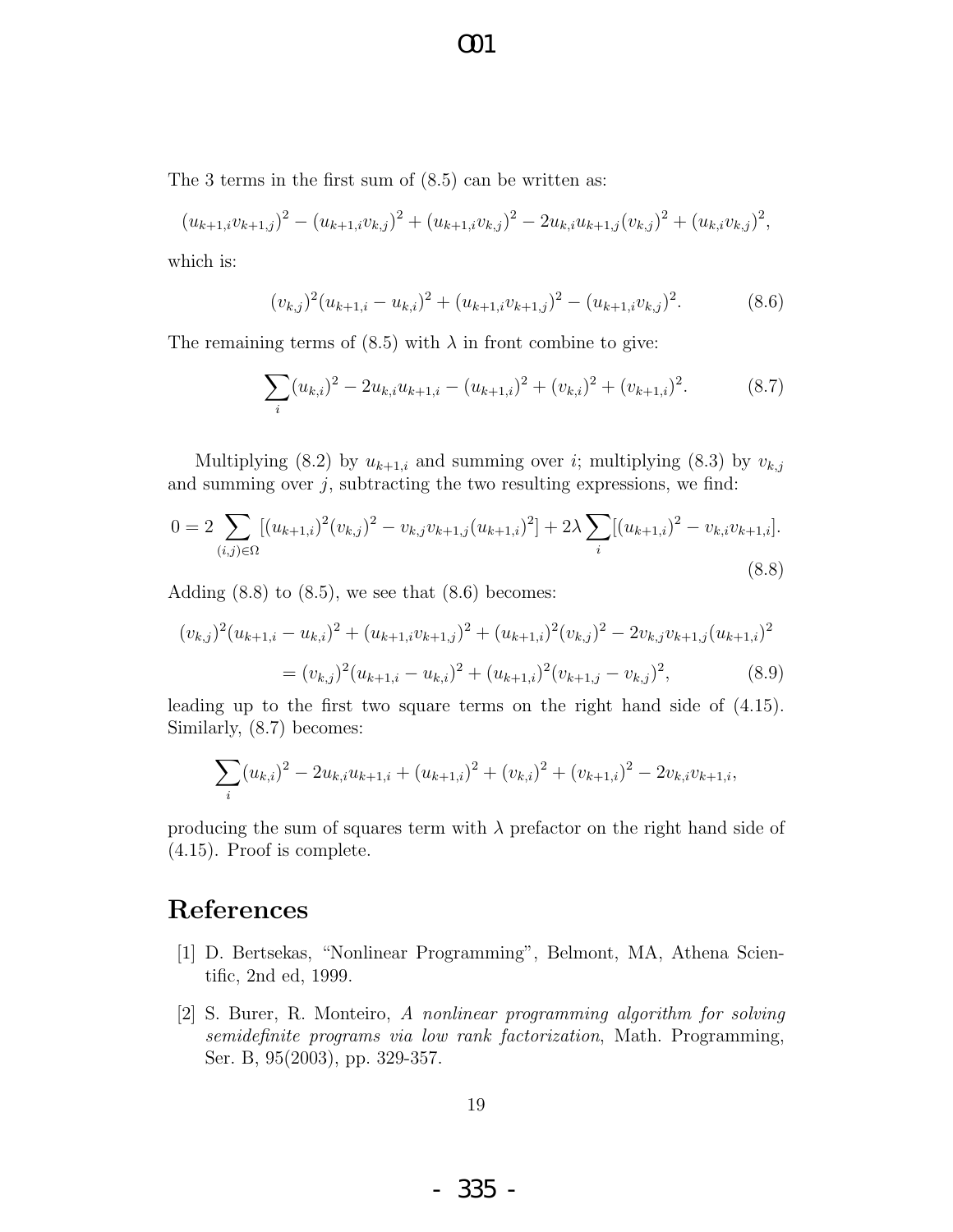The 3 terms in the first sum of (8.5) can be written as:

$$(u_{k+1,i}v_{k+1,j})^2 - (u_{k+1,i}v_{k,j})^2 + (u_{k+1,i}v_{k,j})^2 - 2u_{k,i}u_{k+1,j}(v_{k,j})^2 + (u_{k,i}v_{k,j})^2,$$

which is:

$$(v_{k,j})^2(u_{k+1,i} - u_{k,i})^2 + (u_{k+1,i}v_{k+1,j})^2 - (u_{k+1,i}v_{k,j})^2. \tag{8.6}$$

The remaining terms of (8.5) with $\lambda$ in front combine to give:

$$\sum_i (u_{k,i})^2 - 2u_{k,i}u_{k+1,i} - (u_{k+1,i})^2 + (v_{k,i})^2 + (v_{k+1,i})^2. \tag{8.7}$$

Multiplying (8.2) by $u_{k+1,i}$ and summing over $i$; multiplying (8.3) by $v_{k,j}$ and summing over $j$, subtracting the two resulting expressions, we find:

$$0 = 2\sum_{(i,j)\in\Omega} [(u_{k+1,i})^2(v_{k,j})^2 - v_{k,j}v_{k+1,j}(u_{k+1,i})^2] + 2\lambda\sum_i [(u_{k+1,i})^2 - v_{k,i}v_{k+1,i}]. \tag{8.8}$$

Adding (8.8) to (8.5), we see that (8.6) becomes:

$$(v_{k,j})^2(u_{k+1,i} - u_{k,i})^2 + (u_{k+1,i}v_{k+1,j})^2 + (u_{k+1,i})^2(v_{k,j})^2 - 2v_{k,j}v_{k+1,j}(u_{k+1,i})^2$$
$$= (v_{k,j})^2(u_{k+1,i} - u_{k,i})^2 + (u_{k+1,i})^2(v_{k+1,j} - v_{k,j})^2, \tag{8.9}$$

leading up to the first two square terms on the right hand side of (4.15). Similarly, (8.7) becomes:

$$\sum_i (u_{k,i})^2 - 2u_{k,i}u_{k+1,i} + (u_{k+1,i})^2 + (v_{k,i})^2 + (v_{k+1,i})^2 - 2v_{k,i}v_{k+1,i},$$

producing the sum of squares term with $\lambda$ prefactor on the right hand side of (4.15). Proof is complete.

## References

[1] D. Bertsekas, "Nonlinear Programming", Belmont, MA, Athena Scientific, 2nd ed, 1999.

[2] S. Burer, R. Monteiro, *A nonlinear programming algorithm for solving semidefinite programs via low rank factorization*, Math. Programming, Ser. B, 95(2003), pp. 329-357.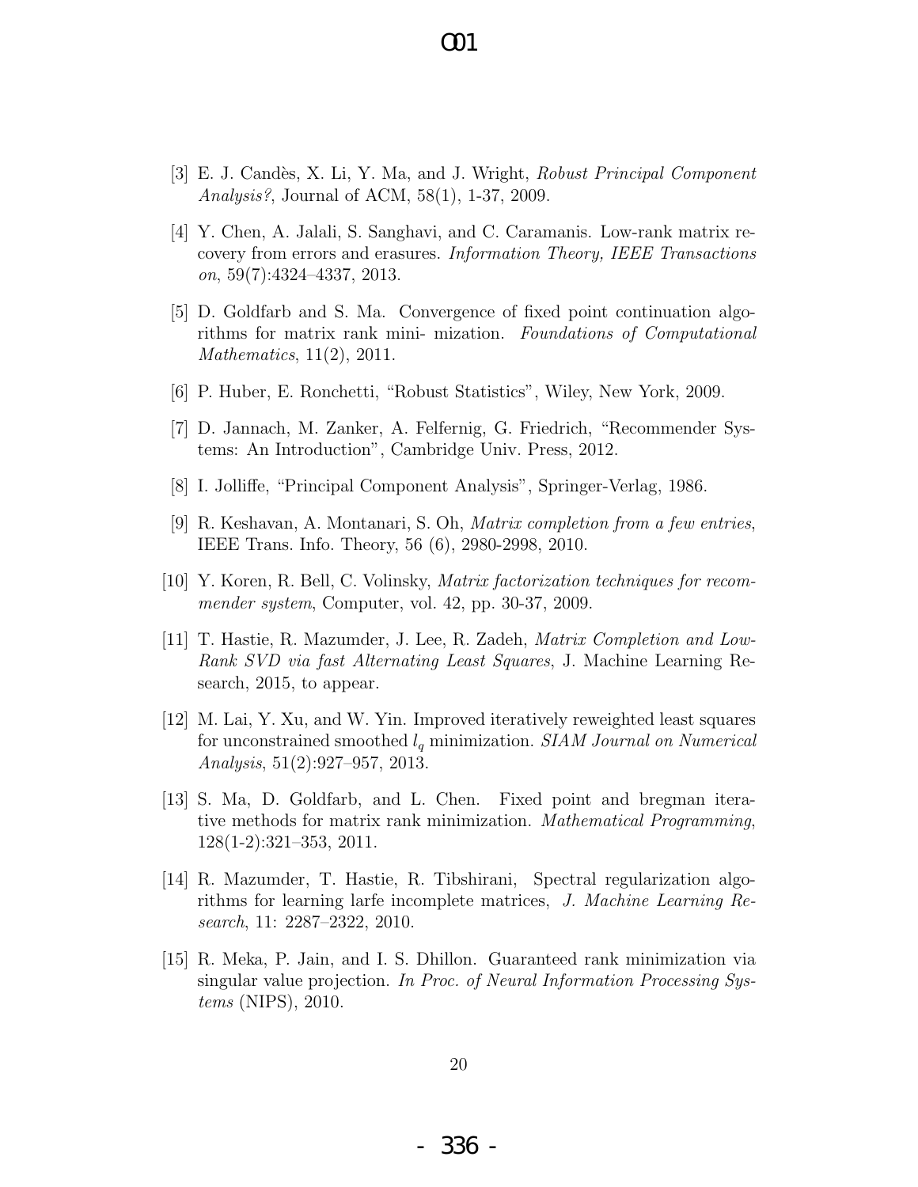[3] E. J. Candès, X. Li, Y. Ma, and J. Wright, *Robust Principal Component Analysis?*, Journal of ACM, 58(1), 1-37, 2009.

[4] Y. Chen, A. Jalali, S. Sanghavi, and C. Caramanis. Low-rank matrix recovery from errors and erasures. *Information Theory, IEEE Transactions on*, 59(7):4324–4337, 2013.

[5] D. Goldfarb and S. Ma. Convergence of fixed point continuation algorithms for matrix rank mini- mization. *Foundations of Computational Mathematics*, 11(2), 2011.

[6] P. Huber, E. Ronchetti, "Robust Statistics", Wiley, New York, 2009.

[7] D. Jannach, M. Zanker, A. Felfernig, G. Friedrich, "Recommender Systems: An Introduction", Cambridge Univ. Press, 2012.

[8] I. Jolliffe, "Principal Component Analysis", Springer-Verlag, 1986.

[9] R. Keshavan, A. Montanari, S. Oh, *Matrix completion from a few entries*, IEEE Trans. Info. Theory, 56 (6), 2980-2998, 2010.

[10] Y. Koren, R. Bell, C. Volinsky, *Matrix factorization techniques for recommender system*, Computer, vol. 42, pp. 30-37, 2009.

[11] T. Hastie, R. Mazumder, J. Lee, R. Zadeh, *Matrix Completion and Low-Rank SVD via fast Alternating Least Squares*, J. Machine Learning Research, 2015, to appear.

[12] M. Lai, Y. Xu, and W. Yin. Improved iteratively reweighted least squares for unconstrained smoothed $l_q$ minimization. *SIAM Journal on Numerical Analysis*, 51(2):927–957, 2013.

[13] S. Ma, D. Goldfarb, and L. Chen. Fixed point and bregman iterative methods for matrix rank minimization. *Mathematical Programming*, 128(1-2):321–353, 2011.

[14] R. Mazumder, T. Hastie, R. Tibshirani, Spectral regularization algorithms for learning larfe incomplete matrices, *J. Machine Learning Research*, 11: 2287–2322, 2010.

[15] R. Meka, P. Jain, and I. S. Dhillon. Guaranteed rank minimization via singular value projection. *In Proc. of Neural Information Processing Systems* (NIPS), 2010.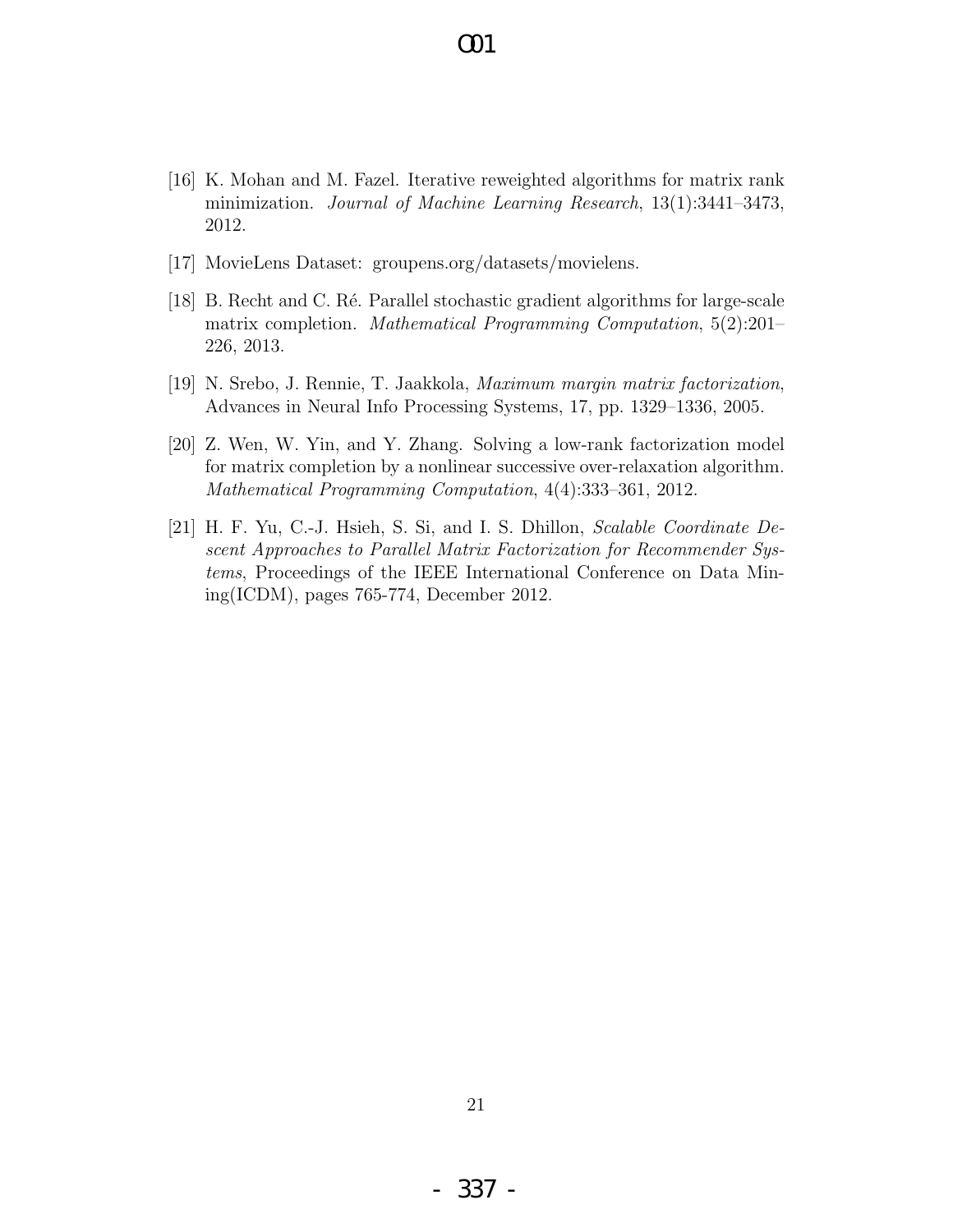[16] K. Mohan and M. Fazel. Iterative reweighted algorithms for matrix rank minimization. *Journal of Machine Learning Research*, 13(1):3441–3473, 2012.

[17] MovieLens Dataset: groupens.org/datasets/movielens.

[18] B. Recht and C. Ré. Parallel stochastic gradient algorithms for large-scale matrix completion. *Mathematical Programming Computation*, 5(2):201–226, 2013.

[19] N. Srebo, J. Rennie, T. Jaakkola, *Maximum margin matrix factorization*, Advances in Neural Info Processing Systems, 17, pp. 1329–1336, 2005.

[20] Z. Wen, W. Yin, and Y. Zhang. Solving a low-rank factorization model for matrix completion by a nonlinear successive over-relaxation algorithm. *Mathematical Programming Computation*, 4(4):333–361, 2012.

[21] H. F. Yu, C.-J. Hsieh, S. Si, and I. S. Dhillon, *Scalable Coordinate Descent Approaches to Parallel Matrix Factorization for Recommender Systems*, Proceedings of the IEEE International Conference on Data Mining(ICDM), pages 765-774, December 2012.